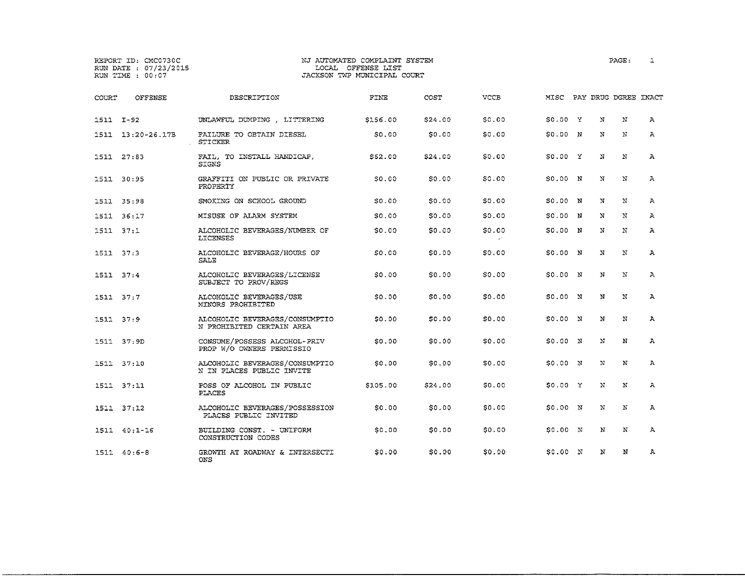REPORT ID: CMC0730C
RUN DATE : 07/23/2015
RUN TIME : 00:07

NJ AUTOMATED COMPLAINT SYSTEM
LOCAL OFFENSE LIST
JACKSON TWP MUNICIPAL COURT

| COURT | OFFENSE | DESCRIPTION | FINE | COST | VCCB | MISC | PAY | DRUG | DGREE | INACT |
|---|---|---|---|---|---|---|---|---|---|---|
| 1511 | I-92 | UNLAWFUL DUMPING , LITTERING | $156.00 | $24.00 | $0.00 | $0.00 | Y | N | N | A |
| 1511 | 13:20-26.17B | FAILURE TO OBTAIN DIESEL STICKER | $0.00 | $0.00 | $0.00 | $0.00 | N | N | N | A |
| 1511 | 27:83 | FAIL, TO INSTALL HANDICAP, SIGNS | $62.00 | $24.00 | $0.00 | $0.00 | Y | N | N | A |
| 1511 | 30:95 | GRAFFITI ON PUBLIC OR PRIVATE PROPERTY | $0.00 | $0.00 | $0.00 | $0.00 | N | N | N | A |
| 1511 | 35:98 | SMOKING ON SCHOOL GROUND | $0.00 | $0.00 | $0.00 | $0.00 | N | N | N | A |
| 1511 | 36:17 | MISUSE OF ALARM SYSTEM | $0.00 | $0.00 | $0.00 | $0.00 | N | N | N | A |
| 1511 | 37:1 | ALCOHOLIC BEVERAGES/NUMBER OF LICENSES | $0.00 | $0.00 | $0.00 | $0.00 | N | N | N | A |
| 1511 | 37:3 | ALCOHOLIC BEVERAGE/HOURS OF SALE | $0.00 | $0.00 | $0.00 | $0.00 | N | N | N | A |
| 1511 | 37:4 | ALCOHOLIC BEVERAGES/LICENSE SUBJECT TO PROV/REGS | $0.00 | $0.00 | $0.00 | $0.00 | N | N | N | A |
| 1511 | 37:7 | ALCOHOLIC BEVERAGES/USE MINORS PROHIBITED | $0.00 | $0.00 | $0.00 | $0.00 | N | N | N | A |
| 1511 | 37:9 | ALCOHOLIC BEVERAGES/CONSUMPTIO N PROHIBITED CERTAIN AREA | $0.00 | $0.00 | $0.00 | $0.00 | N | N | N | A |
| 1511 | 37:9D | CONSUME/POSSESS ALCOHOL-PRIV PROP W/O OWNERS PERMISSIO | $0.00 | $0.00 | $0.00 | $0.00 | N | N | N | A |
| 1511 | 37:10 | ALCOHOLIC BEVERAGES/CONSUMPTIO N IN PLACES PUBLIC INVITE | $0.00 | $0.00 | $0.00 | $0.00 | N | N | N | A |
| 1511 | 37:11 | POSS OF ALCOHOL IN PUBLIC PLACES | $105.00 | $24.00 | $0.00 | $0.00 | Y | N | N | A |
| 1511 | 37:12 | ALCOHOLIC BEVERAGES/POSSESSION PLACES PUBLIC INVITED | $0.00 | $0.00 | $0.00 | $0.00 | N | N | N | A |
| 1511 | 40:1-16 | BUILDING CONST. - UNIFORM CONSTRUCTION CODES | $0.00 | $0.00 | $0.00 | $0.00 | N | N | N | A |
| 1511 | 40:6-8 | GROWTH AT ROADWAY & INTERSECTI ONS | $0.00 | $0.00 | $0.00 | $0.00 | N | N | N | A |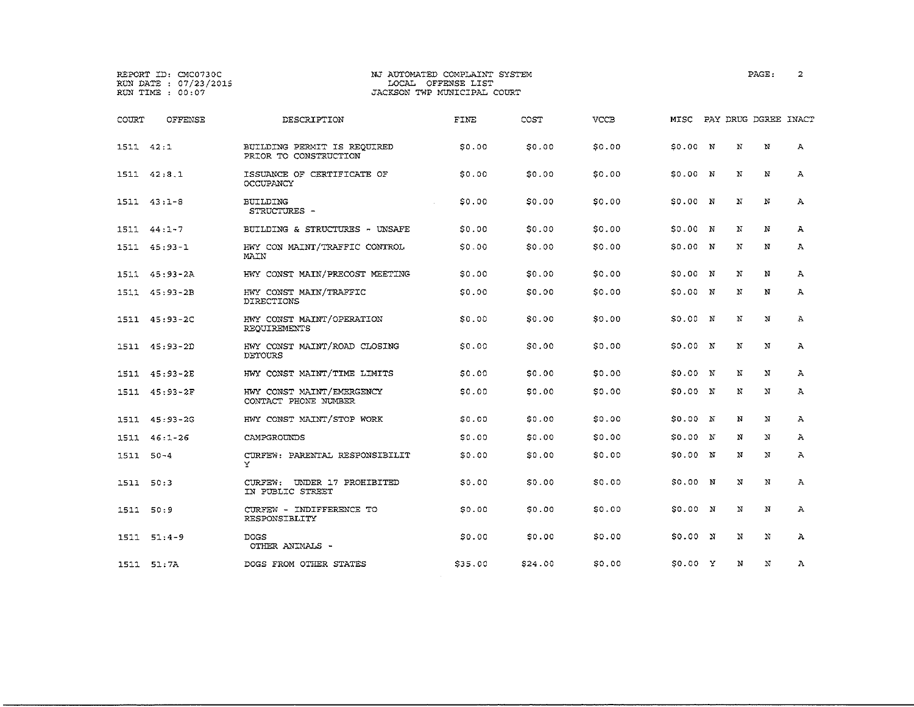REPORT ID: CMC0730C
RUN DATE : 07/23/2015
RUN TIME : 00:07

NJ AUTOMATED COMPLAINT SYSTEM
LOCAL OFFENSE LIST
JACKSON TWP MUNICIPAL COURT

| COURT | OFFENSE | DESCRIPTION | FINE | COST | VCCB | MISC | PAY | DRUG | DGREE | INACT |
|---|---|---|---|---|---|---|---|---|---|---|
| 1511 | 42:1 | BUILDING PERMIT IS REQUIRED PRIOR TO CONSTRUCTION | $0.00 | $0.00 | $0.00 | $0.00 | N | N | N | A |
| 1511 | 42:8.1 | ISSUANCE OF CERTIFICATE OF OCCUPANCY | $0.00 | $0.00 | $0.00 | $0.00 | N | N | N | A |
| 1511 | 43:1-8 | BUILDING STRUCTURES - | $0.00 | $0.00 | $0.00 | $0.00 | N | N | N | A |
| 1511 | 44:1-7 | BUILDING & STRUCTURES - UNSAFE | $0.00 | $0.00 | $0.00 | $0.00 | N | N | N | A |
| 1511 | 45:93-1 | HWY CON MAINT/TRAFFIC CONTROL MAIN | $0.00 | $0.00 | $0.00 | $0.00 | N | N | N | A |
| 1511 | 45:93-2A | HWY CONST MAIN/PRECOST MEETING | $0.00 | $0.00 | $0.00 | $0.00 | N | N | N | A |
| 1511 | 45:93-2B | HWY CONST MAIN/TRAFFIC DIRECTIONS | $0.00 | $0.00 | $0.00 | $0.00 | N | N | N | A |
| 1511 | 45:93-2C | HWY CONST MAINT/OPERATION REQUIREMENTS | $0.00 | $0.00 | $0.00 | $0.00 | N | N | N | A |
| 1511 | 45:93-2D | HWY CONST MAINT/ROAD CLOSING DETOURS | $0.00 | $0.00 | $0.00 | $0.00 | N | N | N | A |
| 1511 | 45:93-2E | HWY CONST MAINT/TIME LIMITS | $0.00 | $0.00 | $0.00 | $0.00 | N | N | N | A |
| 1511 | 45:93-2F | HWY CONST MAINT/EMERGENCY CONTACT PHONE NUMBER | $0.00 | $0.00 | $0.00 | $0.00 | N | N | N | A |
| 1511 | 45:93-2G | HWY CONST MAINT/STOP WORK | $0.00 | $0.00 | $0.00 | $0.00 | N | N | N | A |
| 1511 | 46:1-26 | CAMPGROUNDS | $0.00 | $0.00 | $0.00 | $0.00 | N | N | N | A |
| 1511 | 50-4 | CURFEW: PARENTAL RESPONSIBILIT Y | $0.00 | $0.00 | $0.00 | $0.00 | N | N | N | A |
| 1511 | 50:3 | CURFEW: UNDER 17 PROHIBITED IN PUBLIC STREET | $0.00 | $0.00 | $0.00 | $0.00 | N | N | N | A |
| 1511 | 50:9 | CURFEW - INDIFFERENCE TO RESPONSIBLITY | $0.00 | $0.00 | $0.00 | $0.00 | N | N | N | A |
| 1511 | 51:4-9 | DOGS OTHER ANIMALS - | $0.00 | $0.00 | $0.00 | $0.00 | N | N | N | A |
| 1511 | 51:7A | DOGS FROM OTHER STATES | $35.00 | $24.00 | $0.00 | $0.00 | Y | N | N | A |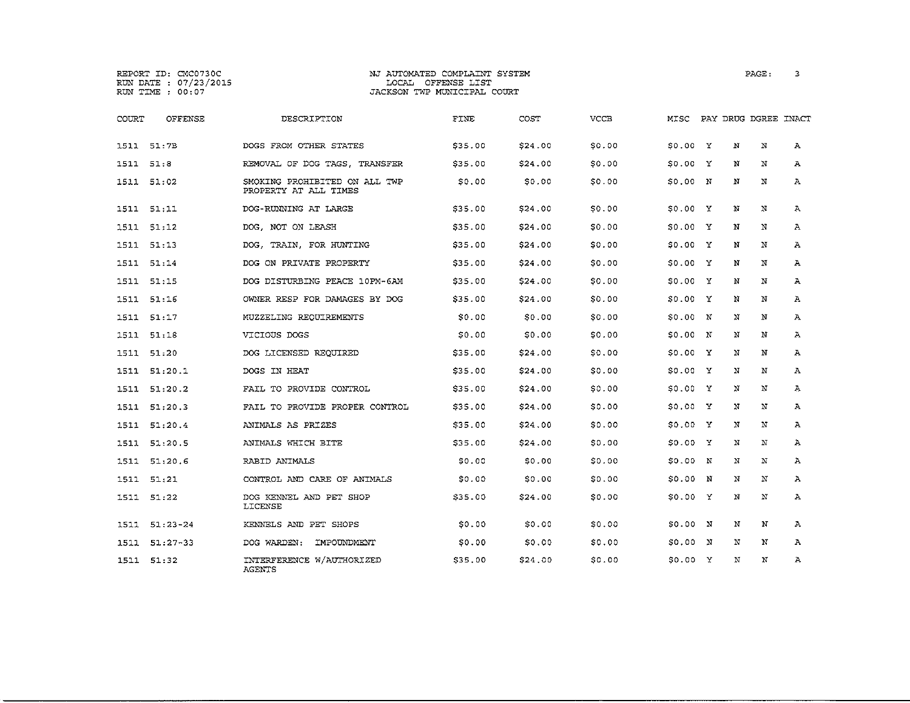REPORT ID: CMC0730C
RUN DATE : 07/23/2015
RUN TIME : 00:07

NJ AUTOMATED COMPLAINT SYSTEM
LOCAL OFFENSE LIST
JACKSON TWP MUNICIPAL COURT

| COURT | OFFENSE | DESCRIPTION | FINE | COST | VCCB | MISC | PAY | DRUG | DGREE | INACT |
|---|---|---|---|---|---|---|---|---|---|---|
| 1511 | 51:7B | DOGS FROM OTHER STATES | $35.00 | $24.00 | $0.00 | $0.00 | Y | N | N | A |
| 1511 | 51:8 | REMOVAL OF DOG TAGS, TRANSFER | $35.00 | $24.00 | $0.00 | $0.00 | Y | N | N | A |
| 1511 | 51:02 | SMOKING PROHIBITED ON ALL TWP PROPERTY AT ALL TIMES | $0.00 | $0.00 | $0.00 | $0.00 | N | N | N | A |
| 1511 | 51:11 | DOG-RUNNING AT LARGE | $35.00 | $24.00 | $0.00 | $0.00 | Y | N | N | A |
| 1511 | 51:12 | DOG, NOT ON LEASH | $35.00 | $24.00 | $0.00 | $0.00 | Y | N | N | A |
| 1511 | 51:13 | DOG, TRAIN, FOR HUNTING | $35.00 | $24.00 | $0.00 | $0.00 | Y | N | N | A |
| 1511 | 51:14 | DOG ON PRIVATE PROPERTY | $35.00 | $24.00 | $0.00 | $0.00 | Y | N | N | A |
| 1511 | 51:15 | DOG DISTURBING PEACE 10PM-6AM | $35.00 | $24.00 | $0.00 | $0.00 | Y | N | N | A |
| 1511 | 51:16 | OWNER RESP FOR DAMAGES BY DOG | $35.00 | $24.00 | $0.00 | $0.00 | Y | N | N | A |
| 1511 | 51:17 | MUZZELING REQUIREMENTS | $0.00 | $0.00 | $0.00 | $0.00 | N | N | N | A |
| 1511 | 51:18 | VICIOUS DOGS | $0.00 | $0.00 | $0.00 | $0.00 | N | N | N | A |
| 1511 | 51:20 | DOG LICENSED REQUIRED | $35.00 | $24.00 | $0.00 | $0.00 | Y | N | N | A |
| 1511 | 51:20.1 | DOGS IN HEAT | $35.00 | $24.00 | $0.00 | $0.00 | Y | N | N | A |
| 1511 | 51:20.2 | FAIL TO PROVIDE CONTROL | $35.00 | $24.00 | $0.00 | $0.00 | Y | N | N | A |
| 1511 | 51:20.3 | FAIL TO PROVIDE PROPER CONTROL | $35.00 | $24.00 | $0.00 | $0.00 | Y | N | N | A |
| 1511 | 51:20.4 | ANIMALS AS PRIZES | $35.00 | $24.00 | $0.00 | $0.00 | Y | N | N | A |
| 1511 | 51:20.5 | ANIMALS WHICH BITE | $35.00 | $24.00 | $0.00 | $0.00 | Y | N | N | A |
| 1511 | 51:20.6 | RABID ANIMALS | $0.00 | $0.00 | $0.00 | $0.00 | N | N | N | A |
| 1511 | 51:21 | CONTROL AND CARE OF ANIMALS | $0.00 | $0.00 | $0.00 | $0.00 | N | N | N | A |
| 1511 | 51:22 | DOG KENNEL AND PET SHOP LICENSE | $35.00 | $24.00 | $0.00 | $0.00 | Y | N | N | A |
| 1511 | 51:23-24 | KENNELS AND PET SHOPS | $0.00 | $0.00 | $0.00 | $0.00 | N | N | N | A |
| 1511 | 51:27-33 | DOG WARDEN: IMPOUNDMENT | $0.00 | $0.00 | $0.00 | $0.00 | N | N | N | A |
| 1511 | 51:32 | INTERFERENCE W/AUTHORIZED AGENTS | $35.00 | $24.00 | $0.00 | $0.00 | Y | N | N | A |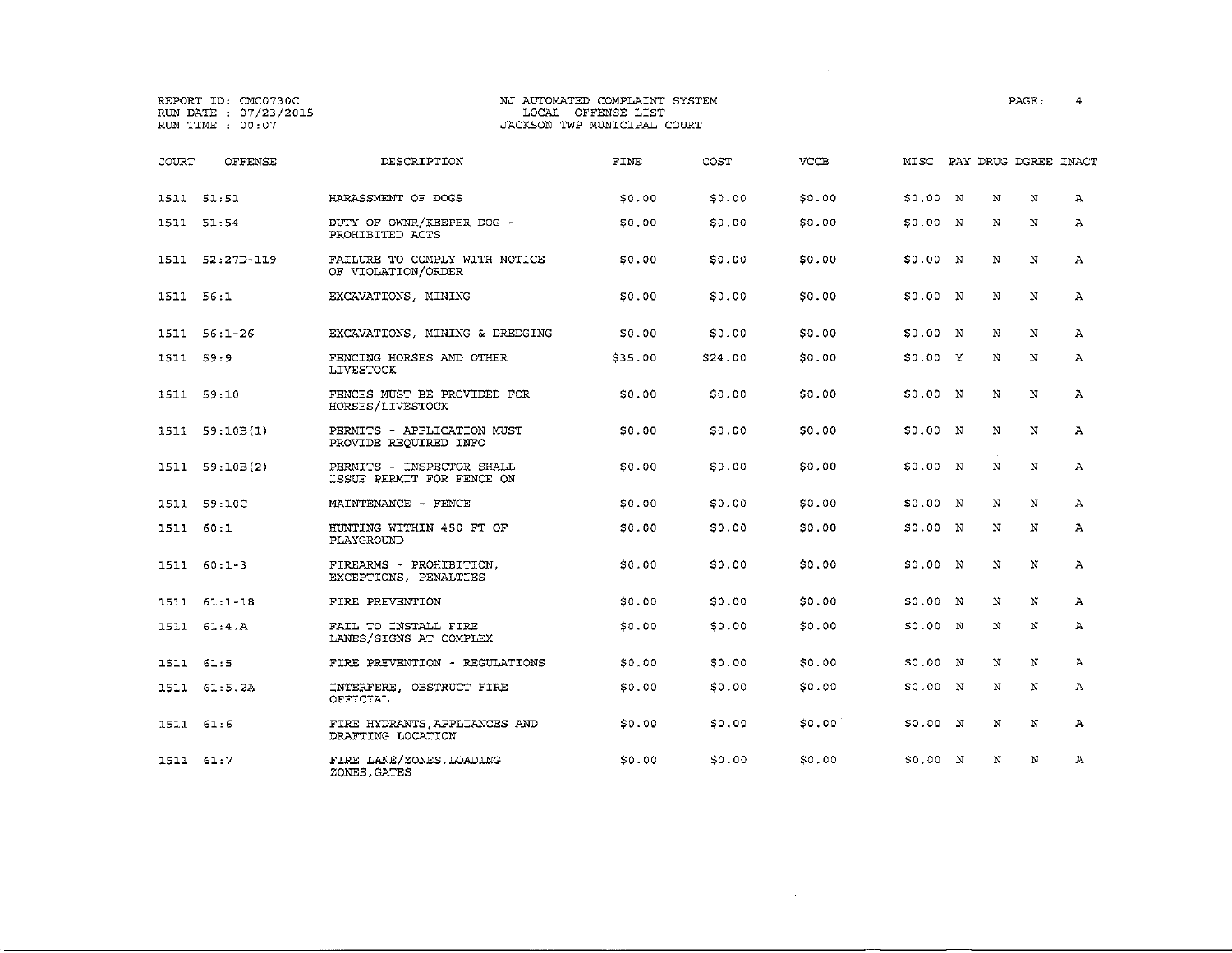REPORT ID: CMC0730C
RUN DATE : 07/23/2015
RUN TIME : 00:07

NJ AUTOMATED COMPLAINT SYSTEM
LOCAL OFFENSE LIST
JACKSON TWP MUNICIPAL COURT

| COURT | OFFENSE | DESCRIPTION | FINE | COST | VCCB | MISC | PAY | DRUG | DGREE | INACT |
|---|---|---|---|---|---|---|---|---|---|---|
| 1511 | 51:51 | HARASSMENT OF DOGS | $0.00 | $0.00 | $0.00 | $0.00 | N | N | N | A |
| 1511 | 51:54 | DUTY OF OWNR/KEEPER DOG - PROHIBITED ACTS | $0.00 | $0.00 | $0.00 | $0.00 | N | N | N | A |
| 1511 | 52:27D-119 | FAILURE TO COMPLY WITH NOTICE OF VIOLATION/ORDER | $0.00 | $0.00 | $0.00 | $0.00 | N | N | N | A |
| 1511 | 56:1 | EXCAVATIONS, MINING | $0.00 | $0.00 | $0.00 | $0.00 | N | N | N | A |
| 1511 | 56:1-26 | EXCAVATIONS, MINING & DREDGING | $0.00 | $0.00 | $0.00 | $0.00 | N | N | N | A |
| 1511 | 59:9 | FENCING HORSES AND OTHER LIVESTOCK | $35.00 | $24.00 | $0.00 | $0.00 | Y | N | N | A |
| 1511 | 59:10 | FENCES MUST BE PROVIDED FOR HORSES/LIVESTOCK | $0.00 | $0.00 | $0.00 | $0.00 | N | N | N | A |
| 1511 | 59:10B(1) | PERMITS - APPLICATION MUST PROVIDE REQUIRED INFO | $0.00 | $0.00 | $0.00 | $0.00 | N | N | N | A |
| 1511 | 59:10B(2) | PERMITS - INSPECTOR SHALL ISSUE PERMIT FOR FENCE ON | $0.00 | $0.00 | $0.00 | $0.00 | N | N | N | A |
| 1511 | 59:10C | MAINTENANCE - FENCE | $0.00 | $0.00 | $0.00 | $0.00 | N | N | N | A |
| 1511 | 60:1 | HUNTING WITHIN 450 FT OF PLAYGROUND | $0.00 | $0.00 | $0.00 | $0.00 | N | N | N | A |
| 1511 | 60:1-3 | FIREARMS - PROHIBITION, EXCEPTIONS, PENALTIES | $0.00 | $0.00 | $0.00 | $0.00 | N | N | N | A |
| 1511 | 61:1-18 | FIRE PREVENTION | $0.00 | $0.00 | $0.00 | $0.00 | N | N | N | A |
| 1511 | 61:4.A | FAIL TO INSTALL FIRE LANES/SIGNS AT COMPLEX | $0.00 | $0.00 | $0.00 | $0.00 | N | N | N | A |
| 1511 | 61:5 | FIRE PREVENTION - REGULATIONS | $0.00 | $0.00 | $0.00 | $0.00 | N | N | N | A |
| 1511 | 61:5.2A | INTERFERE, OBSTRUCT FIRE OFFICIAL | $0.00 | $0.00 | $0.00 | $0.00 | N | N | N | A |
| 1511 | 61:6 | FIRE HYDRANTS, APPLIANCES AND DRAFTING LOCATION | $0.00 | $0.00 | $0.00 | $0.00 | N | N | N | A |
| 1511 | 61:7 | FIRE LANE/ZONES, LOADING ZONES, GATES | $0.00 | $0.00 | $0.00 | $0.00 | N | N | N | A |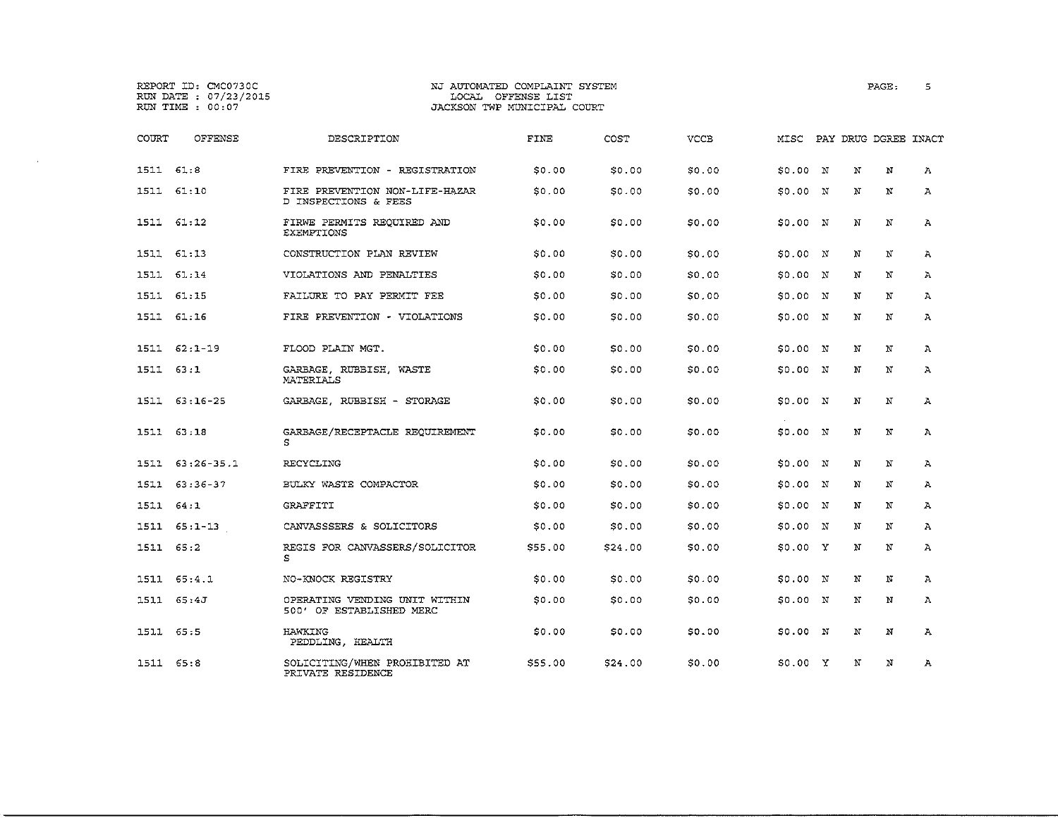REPORT ID: CMC0730C
RUN DATE : 07/23/2015
RUN TIME : 00:07

NJ AUTOMATED COMPLAINT SYSTEM
LOCAL OFFENSE LIST
JACKSON TWP MUNICIPAL COURT

| COURT | OFFENSE | DESCRIPTION | FINE | COST | VCCB | MISC | PAY | DRUG | DGREE | INACT |
|---|---|---|---|---|---|---|---|---|---|---|
| 1511 | 61:8 | FIRE PREVENTION - REGISTRATION | $0.00 | $0.00 | $0.00 | $0.00 | N | N | N | A |
| 1511 | 61:10 | FIRE PREVENTION NON-LIFE-HAZAR D INSPECTIONS & FEES | $0.00 | $0.00 | $0.00 | $0.00 | N | N | N | A |
| 1511 | 61:12 | FIRWE PERMITS REQUIRED AND EXEMPTIONS | $0.00 | $0.00 | $0.00 | $0.00 | N | N | N | A |
| 1511 | 61:13 | CONSTRUCTION PLAN REVIEW | $0.00 | $0.00 | $0.00 | $0.00 | N | N | N | A |
| 1511 | 61:14 | VIOLATIONS AND PENALTIES | $0.00 | $0.00 | $0.00 | $0.00 | N | N | N | A |
| 1511 | 61:15 | FAILURE TO PAY PERMIT FEE | $0.00 | $0.00 | $0.00 | $0.00 | N | N | N | A |
| 1511 | 61:16 | FIRE PREVENTION - VIOLATIONS | $0.00 | $0.00 | $0.00 | $0.00 | N | N | N | A |
| 1511 | 62:1-19 | FLOOD PLAIN MGT. | $0.00 | $0.00 | $0.00 | $0.00 | N | N | N | A |
| 1511 | 63:1 | GARBAGE, RUBBISH, WASTE MATERIALS | $0.00 | $0.00 | $0.00 | $0.00 | N | N | N | A |
| 1511 | 63:16-25 | GARBAGE, RUBBISH - STORAGE | $0.00 | $0.00 | $0.00 | $0.00 | N | N | N | A |
| 1511 | 63:18 | GARBAGE/RECEPTACLE REQUIREMENT S | $0.00 | $0.00 | $0.00 | $0.00 | N | N | N | A |
| 1511 | 63:26-35.1 | RECYCLING | $0.00 | $0.00 | $0.00 | $0.00 | N | N | N | A |
| 1511 | 63:36-37 | BULKY WASTE COMPACTOR | $0.00 | $0.00 | $0.00 | $0.00 | N | N | N | A |
| 1511 | 64:1 | GRAFFITI | $0.00 | $0.00 | $0.00 | $0.00 | N | N | N | A |
| 1511 | 65:1-13 | CANVASSSERS & SOLICITORS | $0.00 | $0.00 | $0.00 | $0.00 | N | N | N | A |
| 1511 | 65:2 | REGIS FOR CANVASSERS/SOLICITOR S | $55.00 | $24.00 | $0.00 | $0.00 | Y | N | N | A |
| 1511 | 65:4.1 | NO-KNOCK REGISTRY | $0.00 | $0.00 | $0.00 | $0.00 | N | N | N | A |
| 1511 | 65:4J | OPERATING VENDING UNIT WITHIN 500' OF ESTABLISHED MERC | $0.00 | $0.00 | $0.00 | $0.00 | N | N | N | A |
| 1511 | 65:5 | HAWKING PEDDLING, HEALTH | $0.00 | $0.00 | $0.00 | $0.00 | N | N | N | A |
| 1511 | 65:8 | SOLICITING/WHEN PROHIBITED AT PRIVATE RESIDENCE | $55.00 | $24.00 | $0.00 | $0.00 | Y | N | N | A |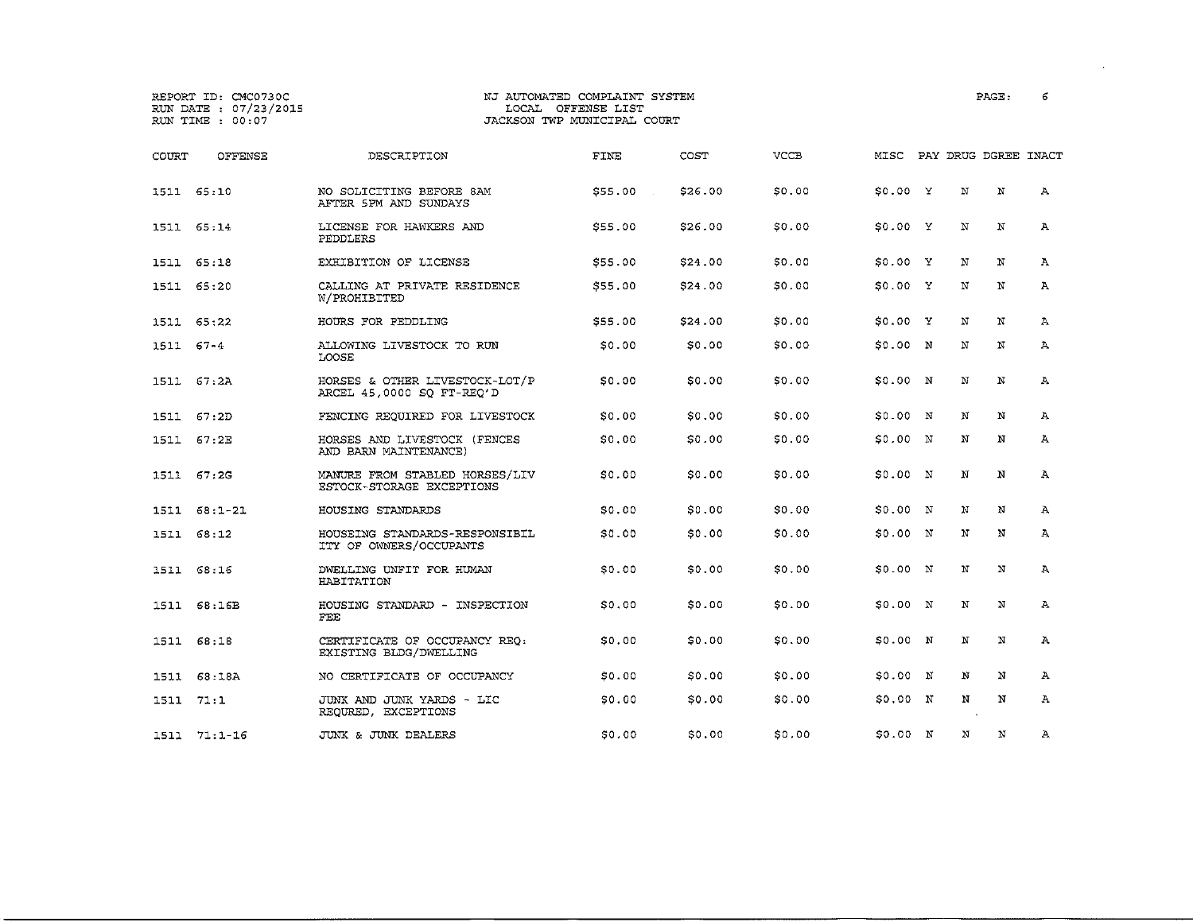REPORT ID: CMC0730C
RUN DATE : 07/23/2015
RUN TIME : 00:07

NJ AUTOMATED COMPLAINT SYSTEM
LOCAL OFFENSE LIST
JACKSON TWP MUNICIPAL COURT

| COURT | OFFENSE | DESCRIPTION | FINE | COST | VCCB | MISC | PAY | DRUG | DGREE | INACT |
|---|---|---|---|---|---|---|---|---|---|---|
| 1511 | 65:10 | NO SOLICITING BEFORE 8AM AFTER 5PM AND SUNDAYS | $55.00 | $26.00 | $0.00 | $0.00 | Y | N | N | A |
| 1511 | 65:14 | LICENSE FOR HAWKERS AND PEDDLERS | $55.00 | $26.00 | $0.00 | $0.00 | Y | N | N | A |
| 1511 | 65:18 | EXHIBITION OF LICENSE | $55.00 | $24.00 | $0.00 | $0.00 | Y | N | N | A |
| 1511 | 65:20 | CALLING AT PRIVATE RESIDENCE W/PROHIBITED | $55.00 | $24.00 | $0.00 | $0.00 | Y | N | N | A |
| 1511 | 65:22 | HOURS FOR PEDDLING | $55.00 | $24.00 | $0.00 | $0.00 | Y | N | N | A |
| 1511 | 67-4 | ALLOWING LIVESTOCK TO RUN LOOSE | $0.00 | $0.00 | $0.00 | $0.00 | N | N | N | A |
| 1511 | 67:2A | HORSES & OTHER LIVESTOCK-LOT/P ARCEL 45,0000 SQ FT-REQ'D | $0.00 | $0.00 | $0.00 | $0.00 | N | N | N | A |
| 1511 | 67:2D | FENCING REQUIRED FOR LIVESTOCK | $0.00 | $0.00 | $0.00 | $0.00 | N | N | N | A |
| 1511 | 67:2E | HORSES AND LIVESTOCK (FENCES AND BARN MAINTENANCE) | $0.00 | $0.00 | $0.00 | $0.00 | N | N | N | A |
| 1511 | 67:2G | MANURE FROM STABLED HORSES/LIV ESTOCK-STORAGE EXCEPTIONS | $0.00 | $0.00 | $0.00 | $0.00 | N | N | N | A |
| 1511 | 68:1-21 | HOUSING STANDARDS | $0.00 | $0.00 | $0.00 | $0.00 | N | N | N | A |
| 1511 | 68:12 | HOUSEING STANDARDS-RESPONSIBIL ITY OF OWNERS/OCCUPANTS | $0.00 | $0.00 | $0.00 | $0.00 | N | N | N | A |
| 1511 | 68:16 | DWELLING UNFIT FOR HUMAN HABITATION | $0.00 | $0.00 | $0.00 | $0.00 | N | N | N | A |
| 1511 | 68:16B | HOUSING STANDARD - INSPECTION FEE | $0.00 | $0.00 | $0.00 | $0.00 | N | N | N | A |
| 1511 | 68:18 | CERTIFICATE OF OCCUPANCY REQ: EXISTING BLDG/DWELLING | $0.00 | $0.00 | $0.00 | $0.00 | N | N | N | A |
| 1511 | 68:18A | NO CERTIFICATE OF OCCUPANCY | $0.00 | $0.00 | $0.00 | $0.00 | N | N | N | A |
| 1511 | 71:1 | JUNK AND JUNK YARDS - LIC REQURED, EXCEPTIONS | $0.00 | $0.00 | $0.00 | $0.00 | N | N | N | A |
| 1511 | 71:1-16 | JUNK & JUNK DEALERS | $0.00 | $0.00 | $0.00 | $0.00 | N | N | N | A |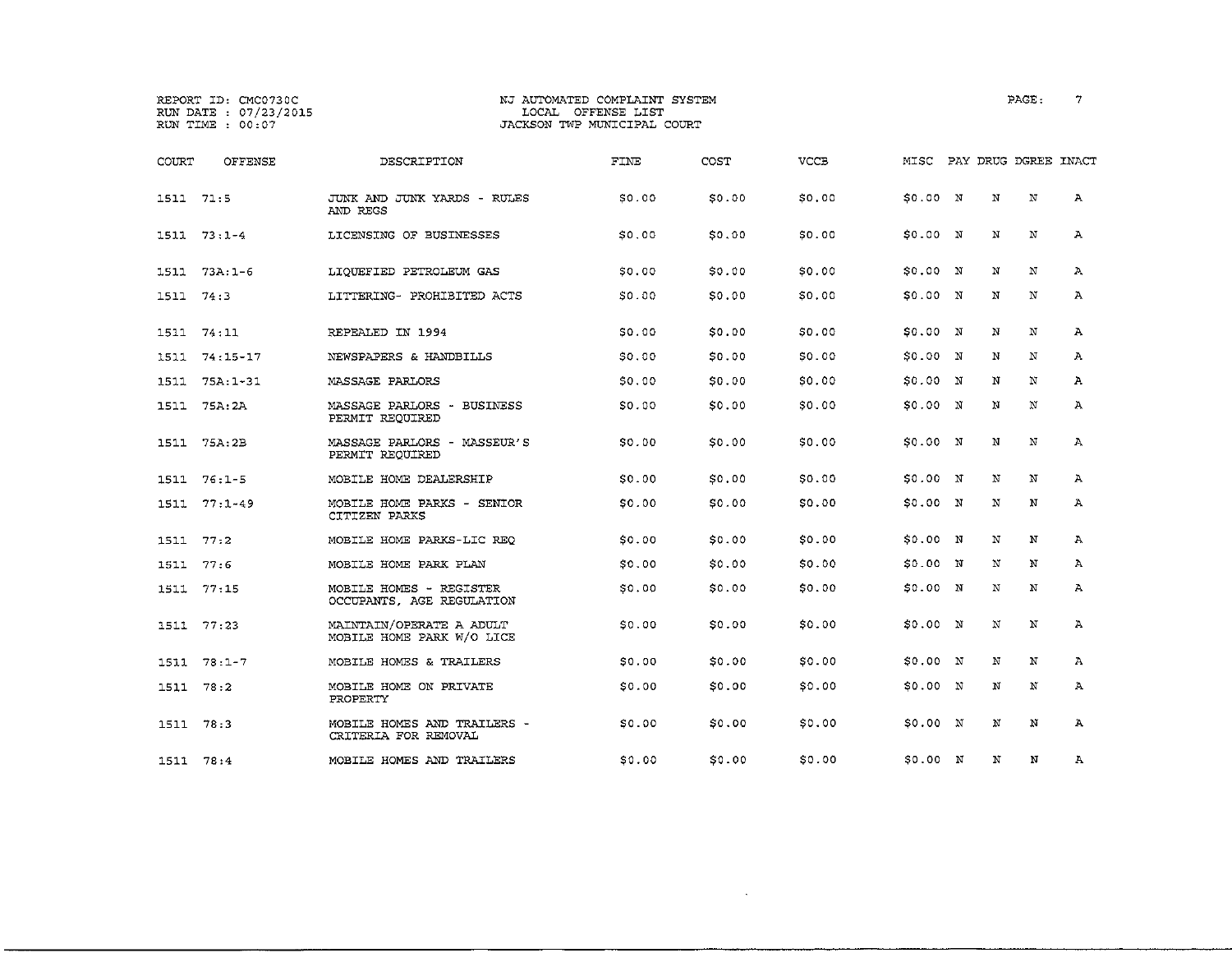REPORT ID: CMC0730C
RUN DATE : 07/23/2015
RUN TIME : 00:07

NJ AUTOMATED COMPLAINT SYSTEM
LOCAL OFFENSE LIST
JACKSON TWP MUNICIPAL COURT

| COURT | OFFENSE | DESCRIPTION | FINE | COST | VCCB | MISC | PAY | DRUG | DGREE | INACT |
|---|---|---|---|---|---|---|---|---|---|---|
| 1511 | 71:5 | JUNK AND JUNK YARDS - RULES AND REGS | $0.00 | $0.00 | $0.00 | $0.00 | N | N | N | A |
| 1511 | 73:1-4 | LICENSING OF BUSINESSES | $0.00 | $0.00 | $0.00 | $0.00 | N | N | N | A |
| 1511 | 73A:1-6 | LIQUEFIED PETROLEUM GAS | $0.00 | $0.00 | $0.00 | $0.00 | N | N | N | A |
| 1511 | 74:3 | LITTERING- PROHIBITED ACTS | $0.00 | $0.00 | $0.00 | $0.00 | N | N | N | A |
| 1511 | 74:11 | REPEALED IN 1994 | $0.00 | $0.00 | $0.00 | $0.00 | N | N | N | A |
| 1511 | 74:15-17 | NEWSPAPERS & HANDBILLS | $0.00 | $0.00 | $0.00 | $0.00 | N | N | N | A |
| 1511 | 75A:1-31 | MASSAGE PARLORS | $0.00 | $0.00 | $0.00 | $0.00 | N | N | N | A |
| 1511 | 75A:2A | MASSAGE PARLORS - BUSINESS PERMIT REQUIRED | $0.00 | $0.00 | $0.00 | $0.00 | N | N | N | A |
| 1511 | 75A:2B | MASSAGE PARLORS - MASSEUR'S PERMIT REQUIRED | $0.00 | $0.00 | $0.00 | $0.00 | N | N | N | A |
| 1511 | 76:1-5 | MOBILE HOME DEALERSHIP | $0.00 | $0.00 | $0.00 | $0.00 | N | N | N | A |
| 1511 | 77:1-49 | MOBILE HOME PARKS - SENIOR CITIZEN PARKS | $0.00 | $0.00 | $0.00 | $0.00 | N | N | N | A |
| 1511 | 77:2 | MOBILE HOME PARKS-LIC REQ | $0.00 | $0.00 | $0.00 | $0.00 | N | N | N | A |
| 1511 | 77:6 | MOBILE HOME PARK PLAN | $0.00 | $0.00 | $0.00 | $0.00 | N | N | N | A |
| 1511 | 77:15 | MOBILE HOMES - REGISTER OCCUPANTS, AGE REGULATION | $0.00 | $0.00 | $0.00 | $0.00 | N | N | N | A |
| 1511 | 77:23 | MAINTAIN/OPERATE A ADULT MOBILE HOME PARK W/O LICE | $0.00 | $0.00 | $0.00 | $0.00 | N | N | N | A |
| 1511 | 78:1-7 | MOBILE HOMES & TRAILERS | $0.00 | $0.00 | $0.00 | $0.00 | N | N | N | A |
| 1511 | 78:2 | MOBILE HOME ON PRIVATE PROPERTY | $0.00 | $0.00 | $0.00 | $0.00 | N | N | N | A |
| 1511 | 78:3 | MOBILE HOMES AND TRAILERS - CRITERIA FOR REMOVAL | $0.00 | $0.00 | $0.00 | $0.00 | N | N | N | A |
| 1511 | 78:4 | MOBILE HOMES AND TRAILERS | $0.00 | $0.00 | $0.00 | $0.00 | N | N | N | A |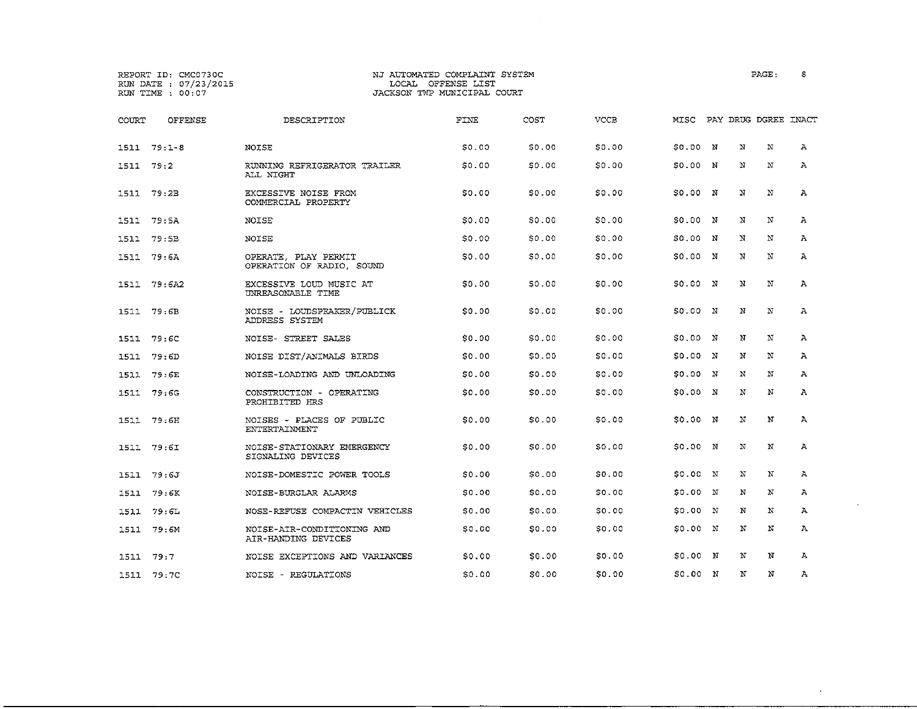REPORT ID: CMC0730C
RUN DATE : 07/23/2015
RUN TIME : 00:07

NJ AUTOMATED COMPLAINT SYSTEM
LOCAL OFFENSE LIST
JACKSON TWP MUNICIPAL COURT

| COURT | OFFENSE | DESCRIPTION | FINE | COST | VCCB | MISC | PAY | DRUG | DGREE | INACT |
|---|---|---|---|---|---|---|---|---|---|---|
| 1511 | 79:1-8 | NOISE | $0.00 | $0.00 | $0.00 | $0.00 | N | N | N | A |
| 1511 | 79:2 | RUNNING REFRIGERATOR TRAILER ALL NIGHT | $0.00 | $0.00 | $0.00 | $0.00 | N | N | N | A |
| 1511 | 79:2B | EXCESSIVE NOISE FROM COMMERCIAL PROPERTY | $0.00 | $0.00 | $0.00 | $0.00 | N | N | N | A |
| 1511 | 79:5A | NOISE | $0.00 | $0.00 | $0.00 | $0.00 | N | N | N | A |
| 1511 | 79:5B | NOISE | $0.00 | $0.00 | $0.00 | $0.00 | N | N | N | A |
| 1511 | 79:6A | OPERATE, PLAY PERMIT OPERATION OF RADIO, SOUND | $0.00 | $0.00 | $0.00 | $0.00 | N | N | N | A |
| 1511 | 79:6A2 | EXCESSIVE LOUD MUSIC AT UNREASONABLE TIME | $0.00 | $0.00 | $0.00 | $0.00 | N | N | N | A |
| 1511 | 79:6B | NOISE - LOUDSPEAKER/PUBLICK ADDRESS SYSTEM | $0.00 | $0.00 | $0.00 | $0.00 | N | N | N | A |
| 1511 | 79:6C | NOISE- STREET SALES | $0.00 | $0.00 | $0.00 | $0.00 | N | N | N | A |
| 1511 | 79:6D | NOISE DIST/ANIMALS BIRDS | $0.00 | $0.00 | $0.00 | $0.00 | N | N | N | A |
| 1511 | 79:6E | NOISE-LOADING AND UNLOADING | $0.00 | $0.00 | $0.00 | $0.00 | N | N | N | A |
| 1511 | 79:6G | CONSTRUCTION - OPERATING PROHIBITED HRS | $0.00 | $0.00 | $0.00 | $0.00 | N | N | N | A |
| 1511 | 79:6H | NOISES - PLACES OF PUBLIC ENTERTAINMENT | $0.00 | $0.00 | $0.00 | $0.00 | N | N | N | A |
| 1511 | 79:6I | NOISE-STATIONARY EMERGENCY SIGNALING DEVICES | $0.00 | $0.00 | $0.00 | $0.00 | N | N | N | A |
| 1511 | 79:6J | NOISE-DOMESTIC POWER TOOLS | $0.00 | $0.00 | $0.00 | $0.00 | N | N | N | A |
| 1511 | 79:6K | NOISE-BURGLAR ALARMS | $0.00 | $0.00 | $0.00 | $0.00 | N | N | N | A |
| 1511 | 79:6L | NOSE-REFUSE COMPACTIN VEHICLES | $0.00 | $0.00 | $0.00 | $0.00 | N | N | N | A |
| 1511 | 79:6M | NOISE-AIR-CONDITIONING AND AIR-HANDING DEVICES | $0.00 | $0.00 | $0.00 | $0.00 | N | N | N | A |
| 1511 | 79:7 | NOISE EXCEPTIONS AND VARIANCES | $0.00 | $0.00 | $0.00 | $0.00 | N | N | N | A |
| 1511 | 79:7C | NOISE - REGULATIONS | $0.00 | $0.00 | $0.00 | $0.00 | N | N | N | A |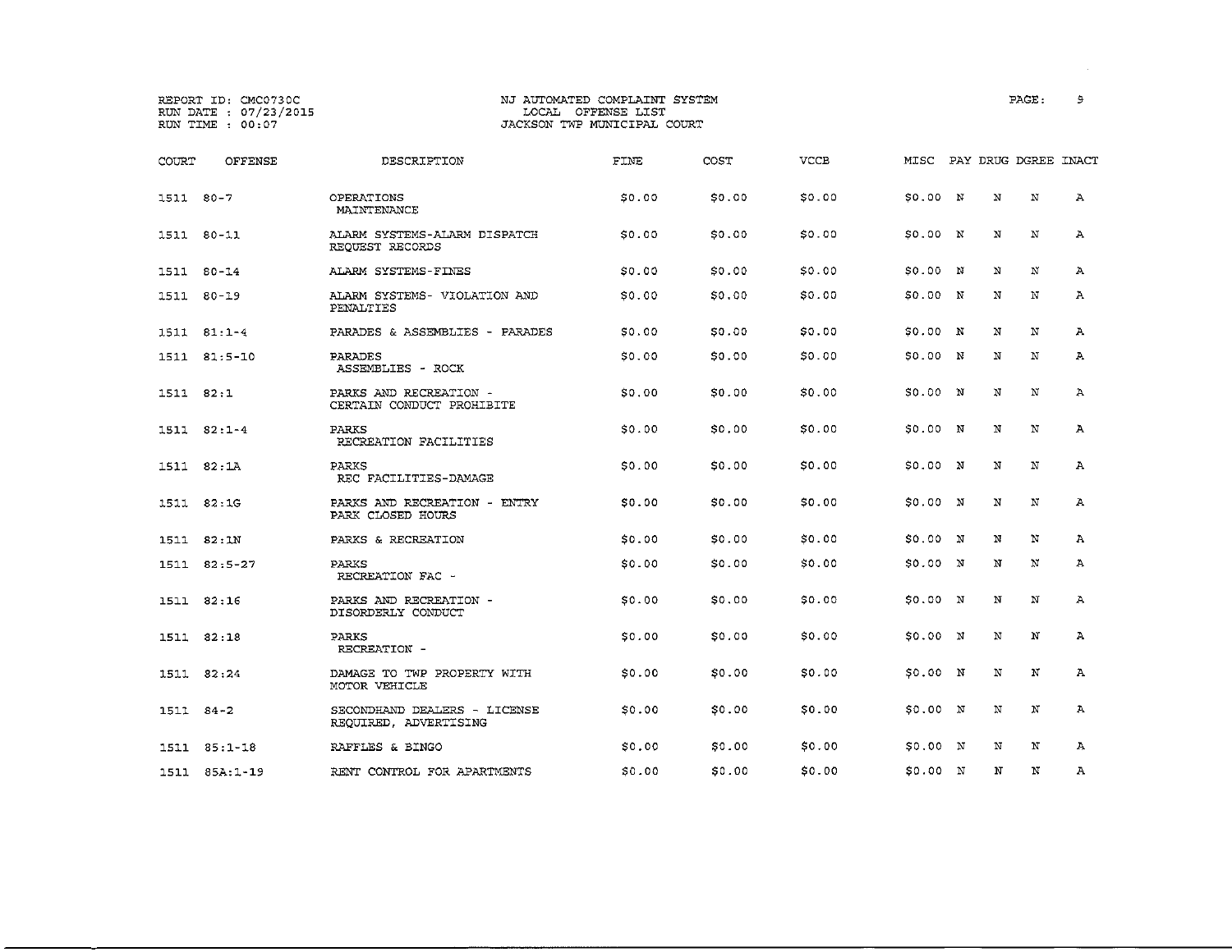REPORT ID: CMC0730C
RUN DATE : 07/23/2015
RUN TIME : 00:07

NJ AUTOMATED COMPLAINT SYSTEM
LOCAL OFFENSE LIST
JACKSON TWP MUNICIPAL COURT

| COURT | OFFENSE | DESCRIPTION | FINE | COST | VCCB | MISC | PAY | DRUG | DGREE | INACT |
|---|---|---|---|---|---|---|---|---|---|---|
| 1511 | 80-7 | OPERATIONS MAINTENANCE | $0.00 | $0.00 | $0.00 | $0.00 | N | N | N | A |
| 1511 | 80-11 | ALARM SYSTEMS-ALARM DISPATCH REQUEST RECORDS | $0.00 | $0.00 | $0.00 | $0.00 | N | N | N | A |
| 1511 | 80-14 | ALARM SYSTEMS-FINES | $0.00 | $0.00 | $0.00 | $0.00 | N | N | N | A |
| 1511 | 80-19 | ALARM SYSTEMS- VIOLATION AND PENALTIES | $0.00 | $0.00 | $0.00 | $0.00 | N | N | N | A |
| 1511 | 81:1-4 | PARADES & ASSEMBLIES - PARADES | $0.00 | $0.00 | $0.00 | $0.00 | N | N | N | A |
| 1511 | 81:5-10 | PARADES ASSEMBLIES - ROCK | $0.00 | $0.00 | $0.00 | $0.00 | N | N | N | A |
| 1511 | 82:1 | PARKS AND RECREATION - CERTAIN CONDUCT PROHIBITE | $0.00 | $0.00 | $0.00 | $0.00 | N | N | N | A |
| 1511 | 82:1-4 | PARKS RECREATION FACILITIES | $0.00 | $0.00 | $0.00 | $0.00 | N | N | N | A |
| 1511 | 82:1A | PARKS REC FACILITIES-DAMAGE | $0.00 | $0.00 | $0.00 | $0.00 | N | N | N | A |
| 1511 | 82:1G | PARKS AND RECREATION - ENTRY PARK CLOSED HOURS | $0.00 | $0.00 | $0.00 | $0.00 | N | N | N | A |
| 1511 | 82:1N | PARKS & RECREATION | $0.00 | $0.00 | $0.00 | $0.00 | N | N | N | A |
| 1511 | 82:5-27 | PARKS RECREATION FAC - | $0.00 | $0.00 | $0.00 | $0.00 | N | N | N | A |
| 1511 | 82:16 | PARKS AND RECREATION - DISORDERLY CONDUCT | $0.00 | $0.00 | $0.00 | $0.00 | N | N | N | A |
| 1511 | 82:18 | PARKS RECREATION - | $0.00 | $0.00 | $0.00 | $0.00 | N | N | N | A |
| 1511 | 82:24 | DAMAGE TO TWP PROPERTY WITH MOTOR VEHICLE | $0.00 | $0.00 | $0.00 | $0.00 | N | N | N | A |
| 1511 | 84-2 | SECONDHAND DEALERS - LICENSE REQUIRED, ADVERTISING | $0.00 | $0.00 | $0.00 | $0.00 | N | N | N | A |
| 1511 | 85:1-18 | RAFFLES & BINGO | $0.00 | $0.00 | $0.00 | $0.00 | N | N | N | A |
| 1511 | 85A:1-19 | RENT CONTROL FOR APARTMENTS | $0.00 | $0.00 | $0.00 | $0.00 | N | N | N | A |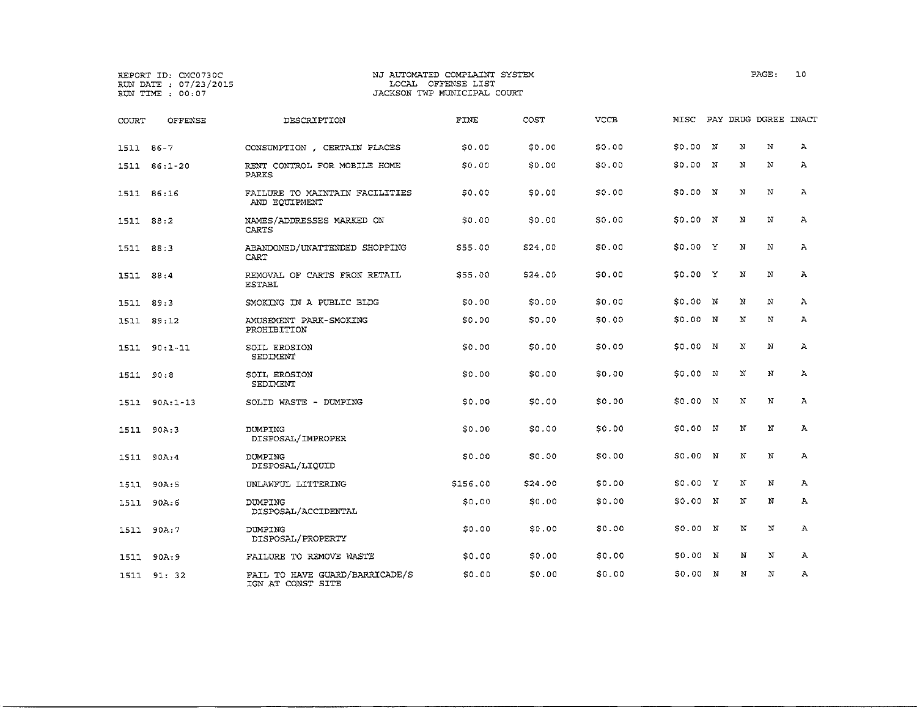REPORT ID: CMC0730C
RUN DATE : 07/23/2015
RUN TIME : 00:07

NJ AUTOMATED COMPLAINT SYSTEM
LOCAL OFFENSE LIST
JACKSON TWP MUNICIPAL COURT

| COURT | OFFENSE | DESCRIPTION | FINE | COST | VCCB | MISC | PAY | DRUG | DGREE | INACT |
|---|---|---|---|---|---|---|---|---|---|---|
| 1511 | 86-7 | CONSUMPTION , CERTAIN PLACES | $0.00 | $0.00 | $0.00 | $0.00 | N | N | N | A |
| 1511 | 86:1-20 | RENT CONTROL FOR MOBILE HOME PARKS | $0.00 | $0.00 | $0.00 | $0.00 | N | N | N | A |
| 1511 | 86:16 | FAILURE TO MAINTAIN FACILITIES AND EQUIPMENT | $0.00 | $0.00 | $0.00 | $0.00 | N | N | N | A |
| 1511 | 88:2 | NAMES/ADDRESSES MARKED ON CARTS | $0.00 | $0.00 | $0.00 | $0.00 | N | N | N | A |
| 1511 | 88:3 | ABANDONED/UNATTENDED SHOPPING CART | $55.00 | $24.00 | $0.00 | $0.00 | Y | N | N | A |
| 1511 | 88:4 | REMOVAL OF CARTS FRON RETAIL ESTABL | $55.00 | $24.00 | $0.00 | $0.00 | Y | N | N | A |
| 1511 | 89:3 | SMOKING IN A PUBLIC BLDG | $0.00 | $0.00 | $0.00 | $0.00 | N | N | N | A |
| 1511 | 89:12 | AMUSEMENT PARK-SMOKING PROHIBITION | $0.00 | $0.00 | $0.00 | $0.00 | N | N | N | A |
| 1511 | 90:1-11 | SOIL EROSION SEDIMENT | $0.00 | $0.00 | $0.00 | $0.00 | N | N | N | A |
| 1511 | 90:8 | SOIL EROSION SEDIMENT | $0.00 | $0.00 | $0.00 | $0.00 | N | N | N | A |
| 1511 | 90A:1-13 | SOLID WASTE - DUMPING | $0.00 | $0.00 | $0.00 | $0.00 | N | N | N | A |
| 1511 | 90A:3 | DUMPING DISPOSAL/IMPROPER | $0.00 | $0.00 | $0.00 | $0.00 | N | N | N | A |
| 1511 | 90A:4 | DUMPING DISPOSAL/LIQUID | $0.00 | $0.00 | $0.00 | $0.00 | N | N | N | A |
| 1511 | 90A:5 | UNLAWFUL LITTERING | $156.00 | $24.00 | $0.00 | $0.00 | Y | N | N | A |
| 1511 | 90A:6 | DUMPING DISPOSAL/ACCIDENTAL | $0.00 | $0.00 | $0.00 | $0.00 | N | N | N | A |
| 1511 | 90A:7 | DUMPING DISPOSAL/PROPERTY | $0.00 | $0.00 | $0.00 | $0.00 | N | N | N | A |
| 1511 | 90A:9 | FAILURE TO REMOVE WASTE | $0.00 | $0.00 | $0.00 | $0.00 | N | N | N | A |
| 1511 | 91: 32 | FAIL TO HAVE GUARD/BARRICADE/S IGN AT CONST SITE | $0.00 | $0.00 | $0.00 | $0.00 | N | N | N | A |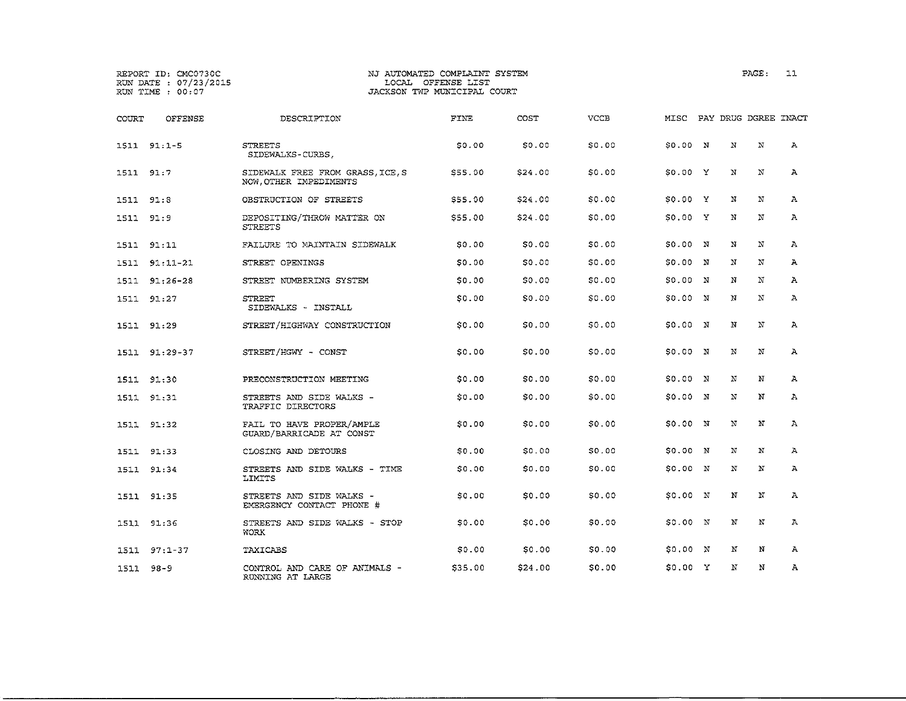REPORT ID: CMC0730C
RUN DATE : 07/23/2015
RUN TIME : 00:07

NJ AUTOMATED COMPLAINT SYSTEM
LOCAL OFFENSE LIST
JACKSON TWP MUNICIPAL COURT

| COURT | OFFENSE | DESCRIPTION | FINE | COST | VCCB | MISC | PAY | DRUG | DGREE | INACT |
|---|---|---|---|---|---|---|---|---|---|---|
| 1511 | 91:1-5 | STREETS SIDEWALKS-CURBS, | $0.00 | $0.00 | $0.00 | $0.00 | N | N | N | A |
| 1511 | 91:7 | SIDEWALK FREE FROM GRASS,ICE,S NOW,OTHER IMPEDIMENTS | $55.00 | $24.00 | $0.00 | $0.00 | Y | N | N | A |
| 1511 | 91:8 | OBSTRUCTION OF STREETS | $55.00 | $24.00 | $0.00 | $0.00 | Y | N | N | A |
| 1511 | 91:9 | DEPOSITING/THROW MATTER ON STREETS | $55.00 | $24.00 | $0.00 | $0.00 | Y | N | N | A |
| 1511 | 91:11 | FAILURE TO MAINTAIN SIDEWALK | $0.00 | $0.00 | $0.00 | $0.00 | N | N | N | A |
| 1511 | 91:11-21 | STREET OPENINGS | $0.00 | $0.00 | $0.00 | $0.00 | N | N | N | A |
| 1511 | 91:26-28 | STREET NUMBERING SYSTEM | $0.00 | $0.00 | $0.00 | $0.00 | N | N | N | A |
| 1511 | 91:27 | STREET SIDEWALKS - INSTALL | $0.00 | $0.00 | $0.00 | $0.00 | N | N | N | A |
| 1511 | 91:29 | STREET/HIGHWAY CONSTRUCTION | $0.00 | $0.00 | $0.00 | $0.00 | N | N | N | A |
| 1511 | 91:29-37 | STREET/HGWY - CONST | $0.00 | $0.00 | $0.00 | $0.00 | N | N | N | A |
| 1511 | 91:30 | PRECONSTRUCTION MEETING | $0.00 | $0.00 | $0.00 | $0.00 | N | N | N | A |
| 1511 | 91:31 | STREETS AND SIDE WALKS - TRAFFIC DIRECTORS | $0.00 | $0.00 | $0.00 | $0.00 | N | N | N | A |
| 1511 | 91:32 | FAIL TO HAVE PROPER/AMPLE GUARD/BARRICADE AT CONST | $0.00 | $0.00 | $0.00 | $0.00 | N | N | N | A |
| 1511 | 91:33 | CLOSING AND DETOURS | $0.00 | $0.00 | $0.00 | $0.00 | N | N | N | A |
| 1511 | 91:34 | STREETS AND SIDE WALKS - TIME LIMITS | $0.00 | $0.00 | $0.00 | $0.00 | N | N | N | A |
| 1511 | 91:35 | STREETS AND SIDE WALKS - EMERGENCY CONTACT PHONE # | $0.00 | $0.00 | $0.00 | $0.00 | N | N | N | A |
| 1511 | 91:36 | STREETS AND SIDE WALKS - STOP WORK | $0.00 | $0.00 | $0.00 | $0.00 | N | N | N | A |
| 1511 | 97:1-37 | TAXICABS | $0.00 | $0.00 | $0.00 | $0.00 | N | N | N | A |
| 1511 | 98-9 | CONTROL AND CARE OF ANIMALS - RUNNING AT LARGE | $35.00 | $24.00 | $0.00 | $0.00 | Y | N | N | A |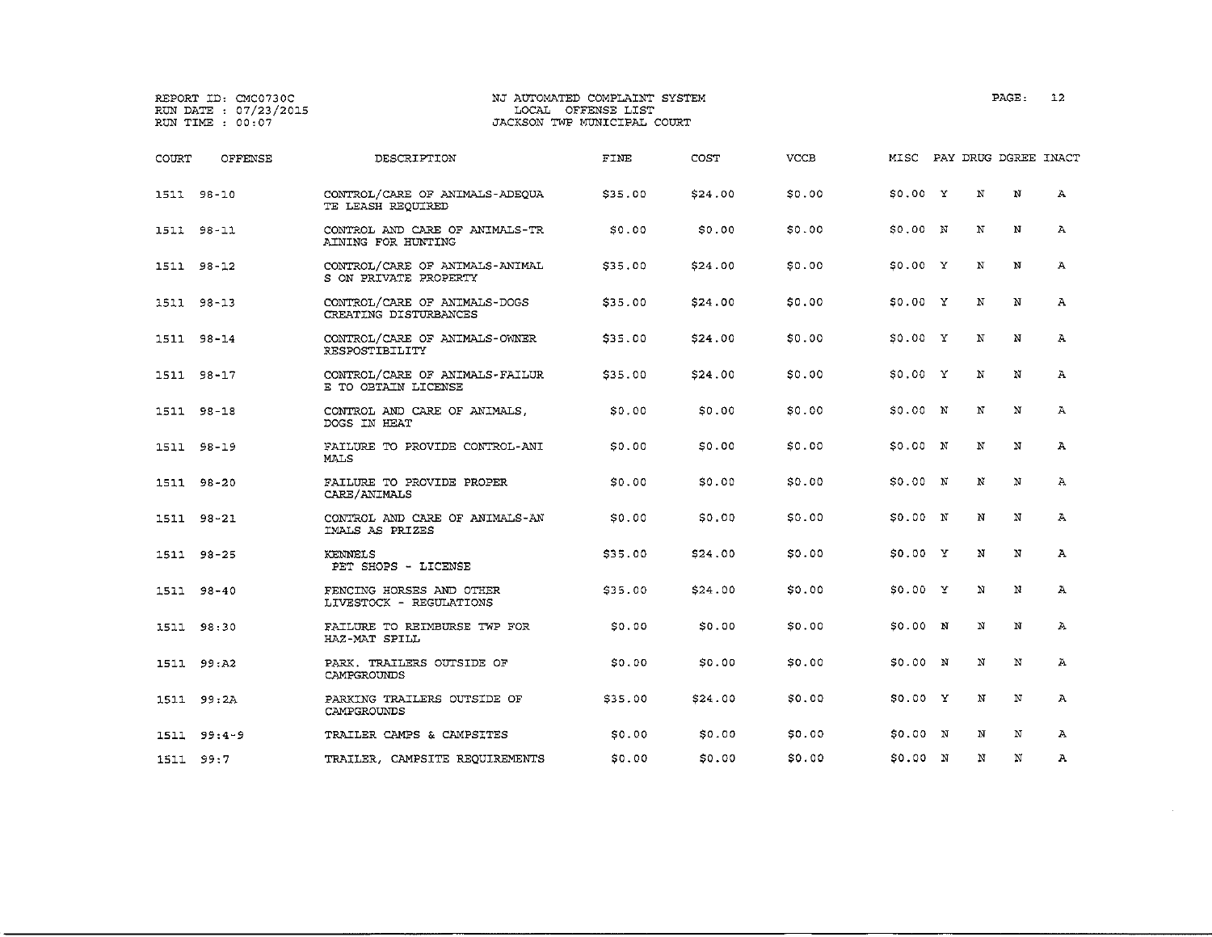REPORT ID: CMC0730C
RUN DATE : 07/23/2015
RUN TIME : 00:07

NJ AUTOMATED COMPLAINT SYSTEM
LOCAL OFFENSE LIST
JACKSON TWP MUNICIPAL COURT

| COURT | OFFENSE | DESCRIPTION | FINE | COST | VCCB | MISC | PAY | DRUG | DGREE | INACT |
|---|---|---|---|---|---|---|---|---|---|---|
| 1511 | 98-10 | CONTROL/CARE OF ANIMALS-ADEQUA TE LEASH REQUIRED | $35.00 | $24.00 | $0.00 | $0.00 | Y | N | N | A |
| 1511 | 98-11 | CONTROL AND CARE OF ANIMALS-TR AINING FOR HUNTING | $0.00 | $0.00 | $0.00 | $0.00 | N | N | N | A |
| 1511 | 98-12 | CONTROL/CARE OF ANIMALS-ANIMAL S ON PRIVATE PROPERTY | $35.00 | $24.00 | $0.00 | $0.00 | Y | N | N | A |
| 1511 | 98-13 | CONTROL/CARE OF ANIMALS-DOGS CREATING DISTURBANCES | $35.00 | $24.00 | $0.00 | $0.00 | Y | N | N | A |
| 1511 | 98-14 | CONTROL/CARE OF ANIMALS-OWNER RESPOSTIBILITY | $35.00 | $24.00 | $0.00 | $0.00 | Y | N | N | A |
| 1511 | 98-17 | CONTROL/CARE OF ANIMALS-FAILUR E TO OBTAIN LICENSE | $35.00 | $24.00 | $0.00 | $0.00 | Y | N | N | A |
| 1511 | 98-18 | CONTROL AND CARE OF ANIMALS, DOGS IN HEAT | $0.00 | $0.00 | $0.00 | $0.00 | N | N | N | A |
| 1511 | 98-19 | FAILURE TO PROVIDE CONTROL-ANI MALS | $0.00 | $0.00 | $0.00 | $0.00 | N | N | N | A |
| 1511 | 98-20 | FAILURE TO PROVIDE PROPER CARE/ANIMALS | $0.00 | $0.00 | $0.00 | $0.00 | N | N | N | A |
| 1511 | 98-21 | CONTROL AND CARE OF ANIMALS-AN IMALS AS PRIZES | $0.00 | $0.00 | $0.00 | $0.00 | N | N | N | A |
| 1511 | 98-25 | KENNELS PET SHOPS - LICENSE | $35.00 | $24.00 | $0.00 | $0.00 | Y | N | N | A |
| 1511 | 98-40 | FENCING HORSES AND OTHER LIVESTOCK - REGULATIONS | $35.00 | $24.00 | $0.00 | $0.00 | Y | N | N | A |
| 1511 | 98:30 | FAILURE TO REIMBURSE TWP FOR HAZ-MAT SPILL | $0.00 | $0.00 | $0.00 | $0.00 | N | N | N | A |
| 1511 | 99:A2 | PARK. TRAILERS OUTSIDE OF CAMPGROUNDS | $0.00 | $0.00 | $0.00 | $0.00 | N | N | N | A |
| 1511 | 99:2A | PARKING TRAILERS OUTSIDE OF CAMPGROUNDS | $35.00 | $24.00 | $0.00 | $0.00 | Y | N | N | A |
| 1511 | 99:4-9 | TRAILER CAMPS & CAMPSITES | $0.00 | $0.00 | $0.00 | $0.00 | N | N | N | A |
| 1511 | 99:7 | TRAILER, CAMPSITE REQUIREMENTS | $0.00 | $0.00 | $0.00 | $0.00 | N | N | N | A |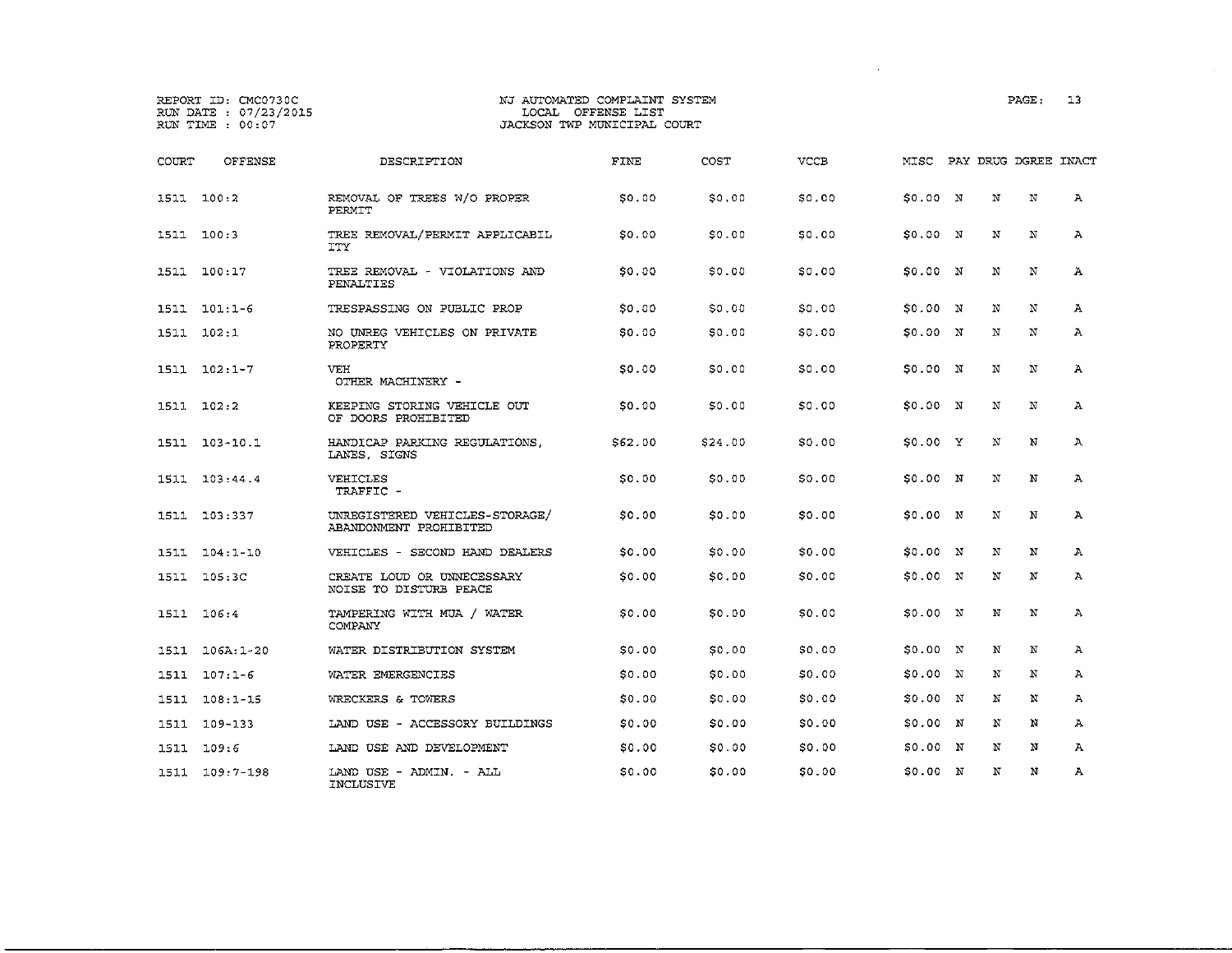REPORT ID: CMC0730C
RUN DATE : 07/23/2015
RUN TIME : 00:07

NJ AUTOMATED COMPLAINT SYSTEM
LOCAL OFFENSE LIST
JACKSON TWP MUNICIPAL COURT

| COURT | OFFENSE | DESCRIPTION | FINE | COST | VCCB | MISC | PAY | DRUG | DGREE | INACT |
|---|---|---|---|---|---|---|---|---|---|---|
| 1511 | 100:2 | REMOVAL OF TREES W/O PROPER PERMIT | $0.00 | $0.00 | $0.00 | $0.00 | N | N | N | A |
| 1511 | 100:3 | TREE REMOVAL/PERMIT APPLICABIL ITY | $0.00 | $0.00 | $0.00 | $0.00 | N | N | N | A |
| 1511 | 100:17 | TREE REMOVAL - VIOLATIONS AND PENALTIES | $0.00 | $0.00 | $0.00 | $0.00 | N | N | N | A |
| 1511 | 101:1-6 | TRESPASSING ON PUBLIC PROP | $0.00 | $0.00 | $0.00 | $0.00 | N | N | N | A |
| 1511 | 102:1 | NO UNREG VEHICLES ON PRIVATE PROPERTY | $0.00 | $0.00 | $0.00 | $0.00 | N | N | N | A |
| 1511 | 102:1-7 | VEH OTHER MACHINERY - | $0.00 | $0.00 | $0.00 | $0.00 | N | N | N | A |
| 1511 | 102:2 | KEEPING STORING VEHICLE OUT OF DOORS PROHIBITED | $0.00 | $0.00 | $0.00 | $0.00 | N | N | N | A |
| 1511 | 103-10.1 | HANDICAP PARKING REGULATIONS, LANES, SIGNS | $62.00 | $24.00 | $0.00 | $0.00 | Y | N | N | A |
| 1511 | 103:44.4 | VEHICLES TRAFFIC - | $0.00 | $0.00 | $0.00 | $0.00 | N | N | N | A |
| 1511 | 103:337 | UNREGISTERED VEHICLES-STORAGE/ ABANDONMENT PROHIBITED | $0.00 | $0.00 | $0.00 | $0.00 | N | N | N | A |
| 1511 | 104:1-10 | VEHICLES - SECOND HAND DEALERS | $0.00 | $0.00 | $0.00 | $0.00 | N | N | N | A |
| 1511 | 105:3C | CREATE LOUD OR UNNECESSARY NOISE TO DISTURB PEACE | $0.00 | $0.00 | $0.00 | $0.00 | N | N | N | A |
| 1511 | 106:4 | TAMPERING WITH MUA / WATER COMPANY | $0.00 | $0.00 | $0.00 | $0.00 | N | N | N | A |
| 1511 | 106A:1-20 | WATER DISTRIBUTION SYSTEM | $0.00 | $0.00 | $0.00 | $0.00 | N | N | N | A |
| 1511 | 107:1-6 | WATER EMERGENCIES | $0.00 | $0.00 | $0.00 | $0.00 | N | N | N | A |
| 1511 | 108:1-15 | WRECKERS & TOWERS | $0.00 | $0.00 | $0.00 | $0.00 | N | N | N | A |
| 1511 | 109-133 | LAND USE - ACCESSORY BUILDINGS | $0.00 | $0.00 | $0.00 | $0.00 | N | N | N | A |
| 1511 | 109:6 | LAND USE AND DEVELOPMENT | $0.00 | $0.00 | $0.00 | $0.00 | N | N | N | A |
| 1511 | 109:7-198 | LAND USE - ADMIN. - ALL INCLUSIVE | $0.00 | $0.00 | $0.00 | $0.00 | N | N | N | A |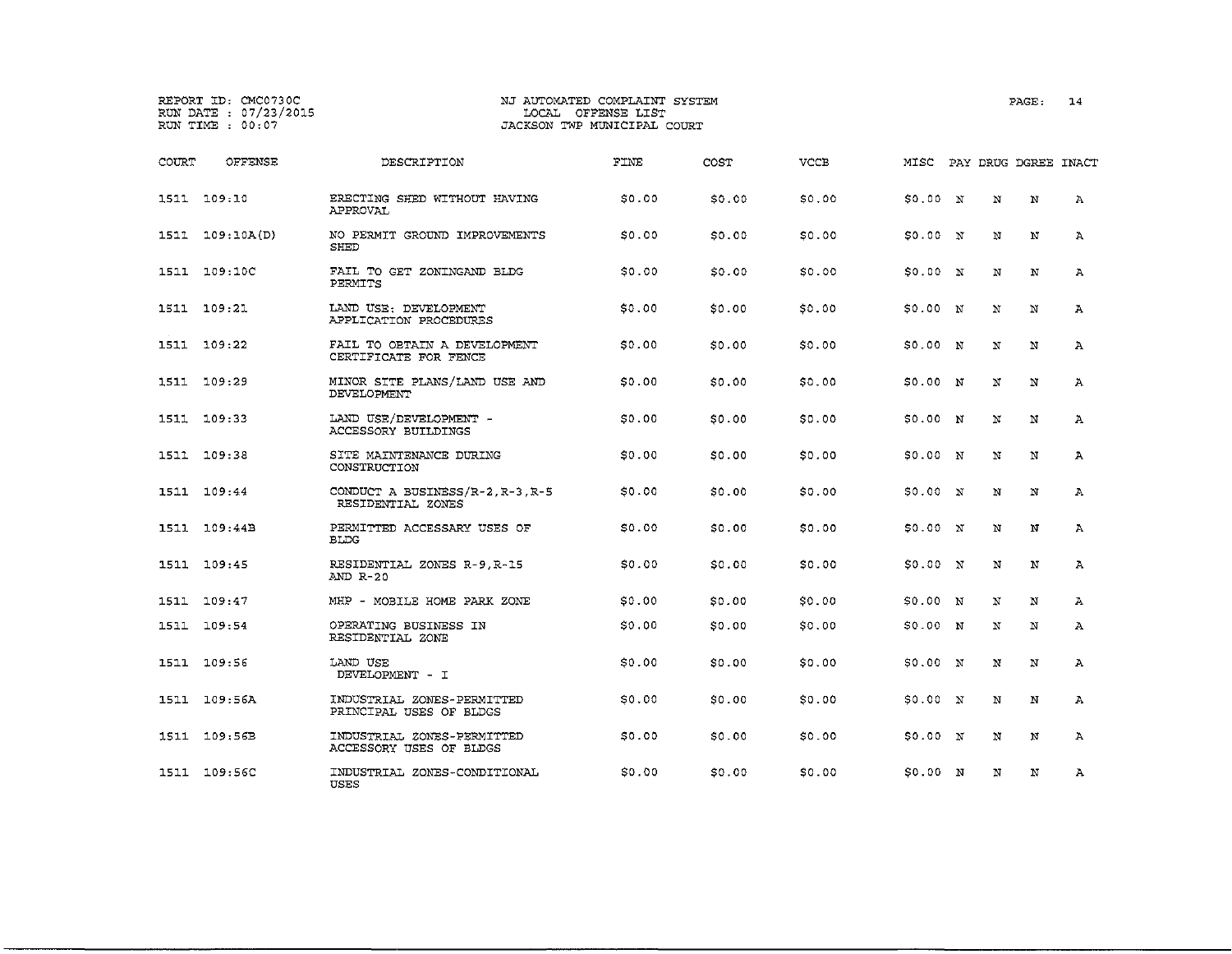REPORT ID: CMC0730C
RUN DATE : 07/23/2015
RUN TIME : 00:07

NJ AUTOMATED COMPLAINT SYSTEM
LOCAL OFFENSE LIST
JACKSON TWP MUNICIPAL COURT

| COURT | OFFENSE | DESCRIPTION | FINE | COST | VCCB | MISC | PAY | DRUG | DGREE | INACT |
|---|---|---|---|---|---|---|---|---|---|---|
| 1511 | 109:10 | ERECTING SHED WITHOUT HAVING APPROVAL | $0.00 | $0.00 | $0.00 | $0.00 | N | N | N | A |
| 1511 | 109:10A(D) | NO PERMIT GROUND IMPROVEMENTS SHED | $0.00 | $0.00 | $0.00 | $0.00 | N | N | N | A |
| 1511 | 109:10C | FAIL TO GET ZONINGAND BLDG PERMITS | $0.00 | $0.00 | $0.00 | $0.00 | N | N | N | A |
| 1511 | 109:21 | LAND USE: DEVELOPMENT APPLICATION PROCEDURES | $0.00 | $0.00 | $0.00 | $0.00 | N | N | N | A |
| 1511 | 109:22 | FAIL TO OBTAIN A DEVELOPMENT CERTIFICATE FOR FENCE | $0.00 | $0.00 | $0.00 | $0.00 | N | N | N | A |
| 1511 | 109:29 | MINOR SITE PLANS/LAND USE AND DEVELOPMENT | $0.00 | $0.00 | $0.00 | $0.00 | N | N | N | A |
| 1511 | 109:33 | LAND USE/DEVELOPMENT - ACCESSORY BUILDINGS | $0.00 | $0.00 | $0.00 | $0.00 | N | N | N | A |
| 1511 | 109:38 | SITE MAINTENANCE DURING CONSTRUCTION | $0.00 | $0.00 | $0.00 | $0.00 | N | N | N | A |
| 1511 | 109:44 | CONDUCT A BUSINESS/R-2,R-3,R-5 RESIDENTIAL ZONES | $0.00 | $0.00 | $0.00 | $0.00 | N | N | N | A |
| 1511 | 109:44B | PERMITTED ACCESSARY USES OF BLDG | $0.00 | $0.00 | $0.00 | $0.00 | N | N | N | A |
| 1511 | 109:45 | RESIDENTIAL ZONES R-9,R-15 AND R-20 | $0.00 | $0.00 | $0.00 | $0.00 | N | N | N | A |
| 1511 | 109:47 | MHP - MOBILE HOME PARK ZONE | $0.00 | $0.00 | $0.00 | $0.00 | N | N | N | A |
| 1511 | 109:54 | OPERATING BUSINESS IN RESIDENTIAL ZONE | $0.00 | $0.00 | $0.00 | $0.00 | N | N | N | A |
| 1511 | 109:56 | LAND USE DEVELOPMENT - I | $0.00 | $0.00 | $0.00 | $0.00 | N | N | N | A |
| 1511 | 109:56A | INDUSTRIAL ZONES-PERMITTED PRINCIPAL USES OF BLDGS | $0.00 | $0.00 | $0.00 | $0.00 | N | N | N | A |
| 1511 | 109:56B | INDUSTRIAL ZONES-PERMITTED ACCESSORY USES OF BLDGS | $0.00 | $0.00 | $0.00 | $0.00 | N | N | N | A |
| 1511 | 109:56C | INDUSTRIAL ZONES-CONDITIONAL USES | $0.00 | $0.00 | $0.00 | $0.00 | N | N | N | A |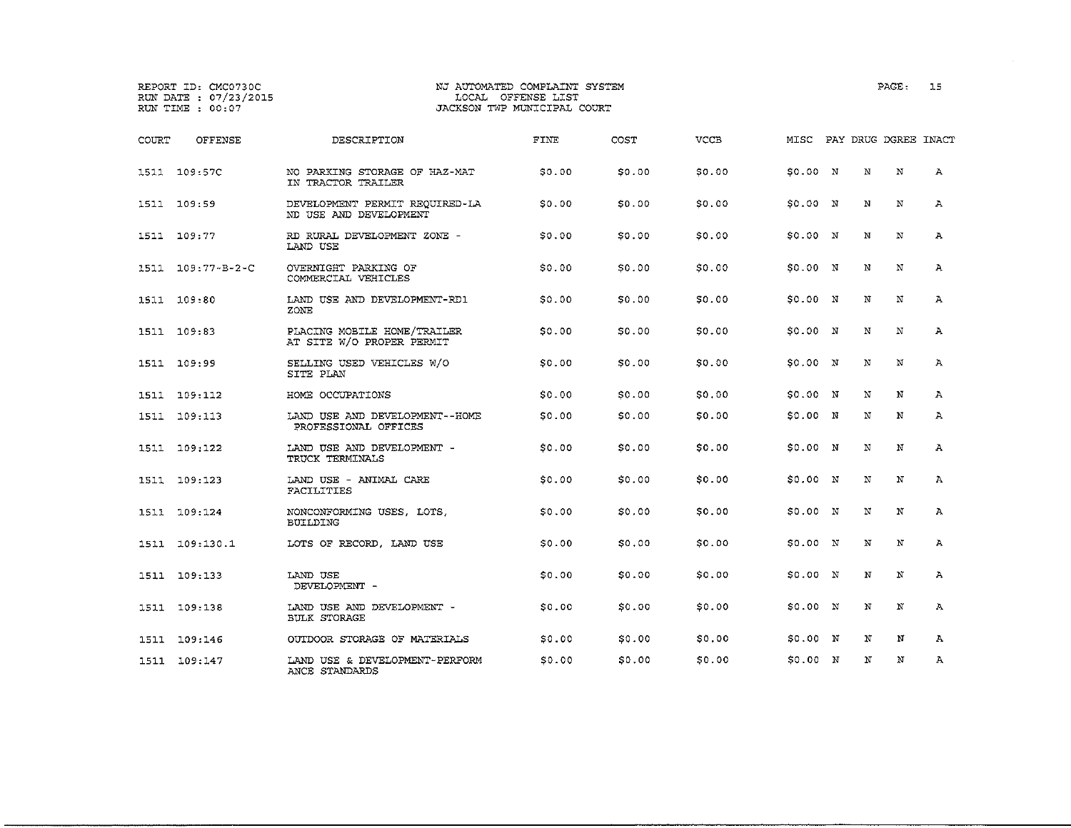REPORT ID: CMC0730C
RUN DATE : 07/23/2015
RUN TIME : 00:07

NJ AUTOMATED COMPLAINT SYSTEM
LOCAL OFFENSE LIST
JACKSON TWP MUNICIPAL COURT

| COURT | OFFENSE | DESCRIPTION | FINE | COST | VCCB | MISC | PAY | DRUG | DGREE | INACT |
|---|---|---|---|---|---|---|---|---|---|---|
| 1511 | 109:57C | NO PARKING STORAGE OF HAZ-MAT IN TRACTOR TRAILER | $0.00 | $0.00 | $0.00 | $0.00 | N | N | N | A |
| 1511 | 109:59 | DEVELOPMENT PERMIT REQUIRED-LA ND USE AND DEVELOPMENT | $0.00 | $0.00 | $0.00 | $0.00 | N | N | N | A |
| 1511 | 109:77 | RD RURAL DEVELOPMENT ZONE - LAND USE | $0.00 | $0.00 | $0.00 | $0.00 | N | N | N | A |
| 1511 | 109:77-B-2-C | OVERNIGHT PARKING OF COMMERCIAL VEHICLES | $0.00 | $0.00 | $0.00 | $0.00 | N | N | N | A |
| 1511 | 109:80 | LAND USE AND DEVELOPMENT-RD1 ZONE | $0.00 | $0.00 | $0.00 | $0.00 | N | N | N | A |
| 1511 | 109:83 | PLACING MOBILE HOME/TRAILER AT SITE W/O PROPER PERMIT | $0.00 | $0.00 | $0.00 | $0.00 | N | N | N | A |
| 1511 | 109:99 | SELLING USED VEHICLES W/O SITE PLAN | $0.00 | $0.00 | $0.00 | $0.00 | N | N | N | A |
| 1511 | 109:112 | HOME OCCUPATIONS | $0.00 | $0.00 | $0.00 | $0.00 | N | N | N | A |
| 1511 | 109:113 | LAND USE AND DEVELOPMENT--HOME PROFESSIONAL OFFICES | $0.00 | $0.00 | $0.00 | $0.00 | N | N | N | A |
| 1511 | 109:122 | LAND USE AND DEVELOPMENT - TRUCK TERMINALS | $0.00 | $0.00 | $0.00 | $0.00 | N | N | N | A |
| 1511 | 109:123 | LAND USE - ANIMAL CARE FACILITIES | $0.00 | $0.00 | $0.00 | $0.00 | N | N | N | A |
| 1511 | 109:124 | NONCONFORMING USES, LOTS, BUILDING | $0.00 | $0.00 | $0.00 | $0.00 | N | N | N | A |
| 1511 | 109:130.1 | LOTS OF RECORD, LAND USE | $0.00 | $0.00 | $0.00 | $0.00 | N | N | N | A |
| 1511 | 109:133 | LAND USE DEVELOPMENT - | $0.00 | $0.00 | $0.00 | $0.00 | N | N | N | A |
| 1511 | 109:138 | LAND USE AND DEVELOPMENT - BULK STORAGE | $0.00 | $0.00 | $0.00 | $0.00 | N | N | N | A |
| 1511 | 109:146 | OUTDOOR STORAGE OF MATERIALS | $0.00 | $0.00 | $0.00 | $0.00 | N | N | N | A |
| 1511 | 109:147 | LAND USE & DEVELOPMENT-PERFORM ANCE STANDARDS | $0.00 | $0.00 | $0.00 | $0.00 | N | N | N | A |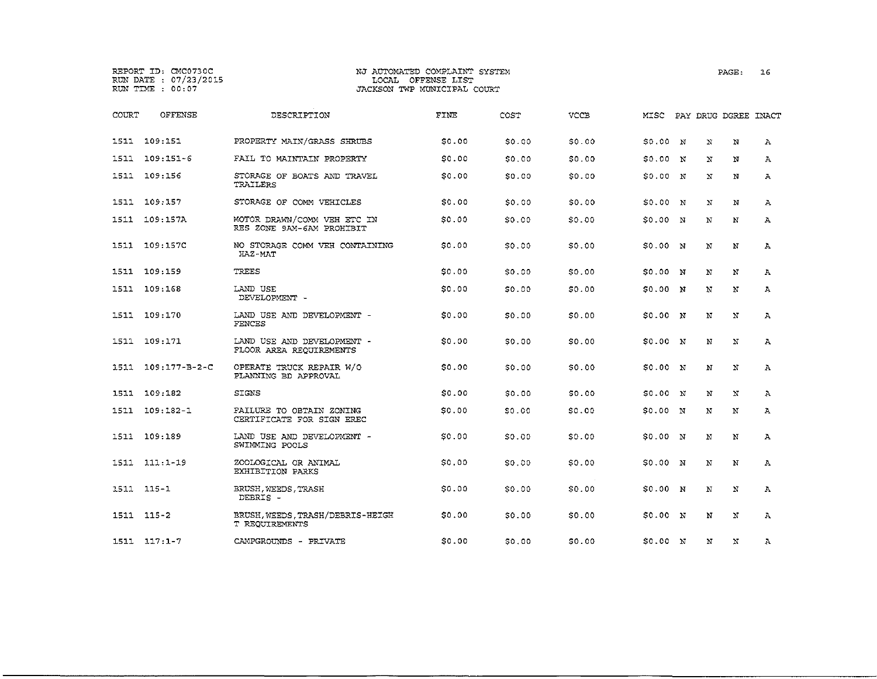REPORT ID: CMC0730C
RUN DATE : 07/23/2015
RUN TIME : 00:07

NJ AUTOMATED COMPLAINT SYSTEM
LOCAL OFFENSE LIST
JACKSON TWP MUNICIPAL COURT

| COURT | OFFENSE | DESCRIPTION | FINE | COST | VCCB | MISC | PAY | DRUG | DGREE | INACT |
|---|---|---|---|---|---|---|---|---|---|---|
| 1511 | 109:151 | PROPERTY MAIN/GRASS SHRUBS | $0.00 | $0.00 | $0.00 | $0.00 | N | N | N | A |
| 1511 | 109:151-6 | FAIL TO MAINTAIN PROPERTY | $0.00 | $0.00 | $0.00 | $0.00 | N | N | N | A |
| 1511 | 109:156 | STORAGE OF BOATS AND TRAVEL TRAILERS | $0.00 | $0.00 | $0.00 | $0.00 | N | N | N | A |
| 1511 | 109:157 | STORAGE OF COMM VEHICLES | $0.00 | $0.00 | $0.00 | $0.00 | N | N | N | A |
| 1511 | 109:157A | MOTOR DRAWN/COMM VEH ETC IN RES ZONE 9AM-6AM PROHIBIT | $0.00 | $0.00 | $0.00 | $0.00 | N | N | N | A |
| 1511 | 109:157C | NO STORAGE COMM VEH CONTAINING HAZ-MAT | $0.00 | $0.00 | $0.00 | $0.00 | N | N | N | A |
| 1511 | 109:159 | TREES | $0.00 | $0.00 | $0.00 | $0.00 | N | N | N | A |
| 1511 | 109:168 | LAND USE DEVELOPMENT - | $0.00 | $0.00 | $0.00 | $0.00 | N | N | N | A |
| 1511 | 109:170 | LAND USE AND DEVELOPMENT - FENCES | $0.00 | $0.00 | $0.00 | $0.00 | N | N | N | A |
| 1511 | 109:171 | LAND USE AND DEVELOPMENT - FLOOR AREA REQUIREMENTS | $0.00 | $0.00 | $0.00 | $0.00 | N | N | N | A |
| 1511 | 109:177-B-2-C | OPERATE TRUCK REPAIR W/O PLANNING BD APPROVAL | $0.00 | $0.00 | $0.00 | $0.00 | N | N | N | A |
| 1511 | 109:182 | SIGNS | $0.00 | $0.00 | $0.00 | $0.00 | N | N | N | A |
| 1511 | 109:182-1 | FAILURE TO OBTAIN ZONING CERTIFICATE FOR SIGN EREC | $0.00 | $0.00 | $0.00 | $0.00 | N | N | N | A |
| 1511 | 109:189 | LAND USE AND DEVELOPMENT - SWIMMING POOLS | $0.00 | $0.00 | $0.00 | $0.00 | N | N | N | A |
| 1511 | 111:1-19 | ZOOLOGICAL OR ANIMAL EXHIBITION PARKS | $0.00 | $0.00 | $0.00 | $0.00 | N | N | N | A |
| 1511 | 115-1 | BRUSH,WEEDS,TRASH DEBRIS - | $0.00 | $0.00 | $0.00 | $0.00 | N | N | N | A |
| 1511 | 115-2 | BRUSH,WEEDS,TRASH/DEBRIS-HEIGH T REQUIREMENTS | $0.00 | $0.00 | $0.00 | $0.00 | N | N | N | A |
| 1511 | 117:1-7 | CAMPGROUNDS - PRIVATE | $0.00 | $0.00 | $0.00 | $0.00 | N | N | N | A |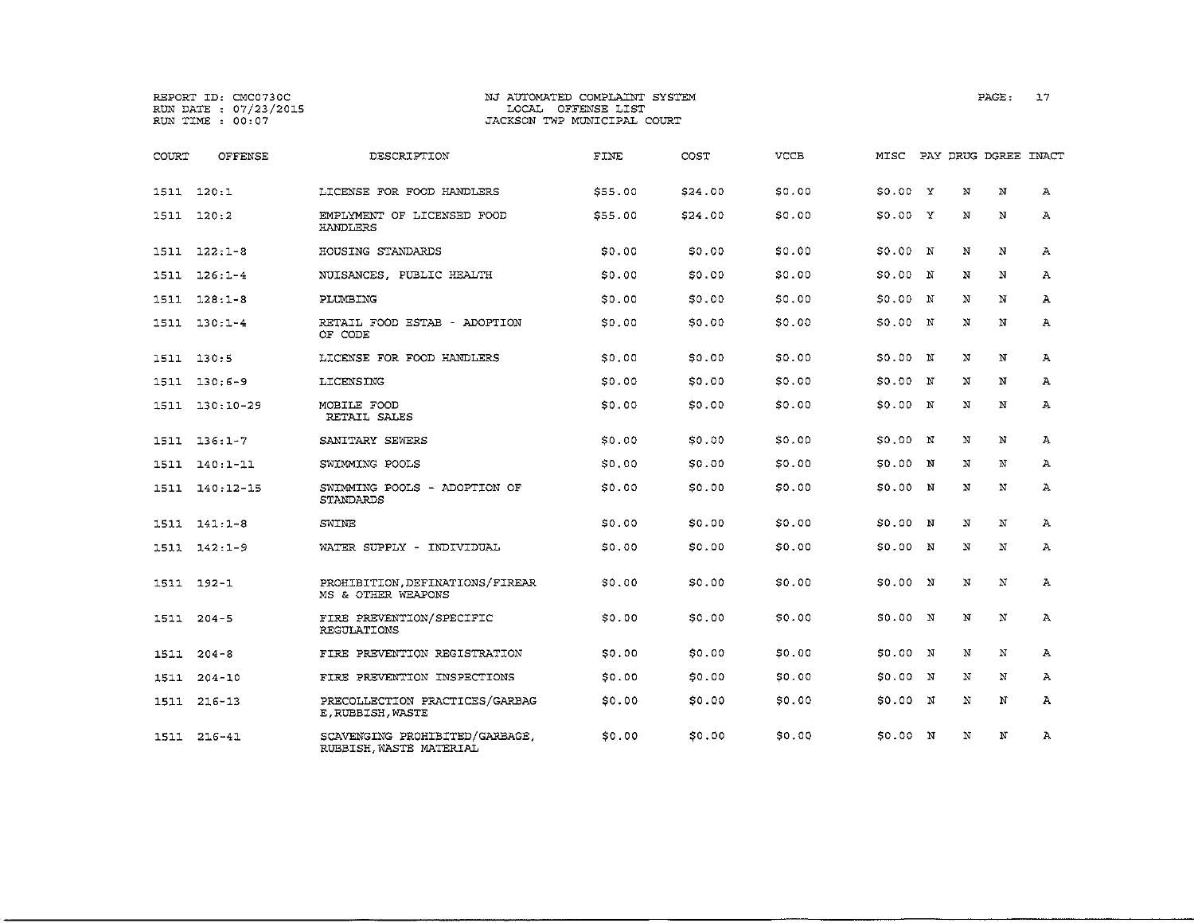REPORT ID: CMC0730C
RUN DATE : 07/23/2015
RUN TIME : 00:07

NJ AUTOMATED COMPLAINT SYSTEM
LOCAL OFFENSE LIST
JACKSON TWP MUNICIPAL COURT

| COURT | OFFENSE | DESCRIPTION | FINE | COST | VCCB | MISC | PAY | DRUG | DGREE | INACT |
|---|---|---|---|---|---|---|---|---|---|---|
| 1511 | 120:1 | LICENSE FOR FOOD HANDLERS | $55.00 | $24.00 | $0.00 | $0.00 | Y | N | N | A |
| 1511 | 120:2 | EMPLYMENT OF LICENSED FOOD HANDLERS | $55.00 | $24.00 | $0.00 | $0.00 | Y | N | N | A |
| 1511 | 122:1-8 | HOUSING STANDARDS | $0.00 | $0.00 | $0.00 | $0.00 | N | N | N | A |
| 1511 | 126:1-4 | NUISANCES, PUBLIC HEALTH | $0.00 | $0.00 | $0.00 | $0.00 | N | N | N | A |
| 1511 | 128:1-8 | PLUMBING | $0.00 | $0.00 | $0.00 | $0.00 | N | N | N | A |
| 1511 | 130:1-4 | RETAIL FOOD ESTAB - ADOPTION OF CODE | $0.00 | $0.00 | $0.00 | $0.00 | N | N | N | A |
| 1511 | 130:5 | LICENSE FOR FOOD HANDLERS | $0.00 | $0.00 | $0.00 | $0.00 | N | N | N | A |
| 1511 | 130:6-9 | LICENSING | $0.00 | $0.00 | $0.00 | $0.00 | N | N | N | A |
| 1511 | 130:10-29 | MOBILE FOOD RETAIL SALES | $0.00 | $0.00 | $0.00 | $0.00 | N | N | N | A |
| 1511 | 136:1-7 | SANITARY SEWERS | $0.00 | $0.00 | $0.00 | $0.00 | N | N | N | A |
| 1511 | 140:1-11 | SWIMMING POOLS | $0.00 | $0.00 | $0.00 | $0.00 | N | N | N | A |
| 1511 | 140:12-15 | SWIMMING POOLS - ADOPTION OF STANDARDS | $0.00 | $0.00 | $0.00 | $0.00 | N | N | N | A |
| 1511 | 141:1-8 | SWINE | $0.00 | $0.00 | $0.00 | $0.00 | N | N | N | A |
| 1511 | 142:1-9 | WATER SUPPLY - INDIVIDUAL | $0.00 | $0.00 | $0.00 | $0.00 | N | N | N | A |
| 1511 | 192-1 | PROHIBITION,DEFINATIONS/FIREARMS & OTHER WEAPONS | $0.00 | $0.00 | $0.00 | $0.00 | N | N | N | A |
| 1511 | 204-5 | FIRE PREVENTION/SPECIFIC REGULATIONS | $0.00 | $0.00 | $0.00 | $0.00 | N | N | N | A |
| 1511 | 204-8 | FIRE PREVENTION REGISTRATION | $0.00 | $0.00 | $0.00 | $0.00 | N | N | N | A |
| 1511 | 204-10 | FIRE PREVENTION INSPECTIONS | $0.00 | $0.00 | $0.00 | $0.00 | N | N | N | A |
| 1511 | 216-13 | PRECOLLECTION PRACTICES/GARBAGE,RUBBISH,WASTE | $0.00 | $0.00 | $0.00 | $0.00 | N | N | N | A |
| 1511 | 216-41 | SCAVENGING PROHIBITED/GARBAGE, RUBBISH,WASTE MATERIAL | $0.00 | $0.00 | $0.00 | $0.00 | N | N | N | A |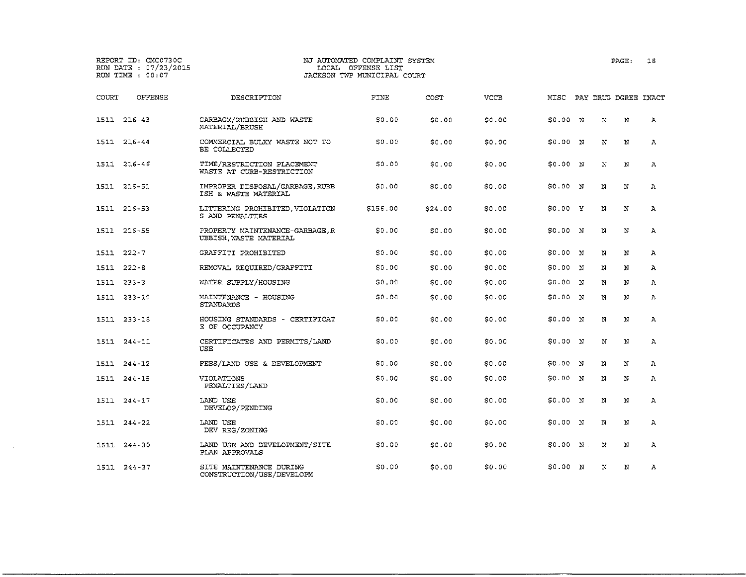REPORT ID: CMC0730C
RUN DATE : 07/23/2015
RUN TIME : 00:07

NJ AUTOMATED COMPLAINT SYSTEM
LOCAL OFFENSE LIST
JACKSON TWP MUNICIPAL COURT

| COURT | OFFENSE | DESCRIPTION | FINE | COST | VCCB | MISC | PAY | DRUG | DGREE | INACT |
|---|---|---|---|---|---|---|---|---|---|---|
| 1511 | 216-43 | GARBAGE/RUBBISH AND WASTE MATERIAL/BRUSH | $0.00 | $0.00 | $0.00 | $0.00 | N | N | N | A |
| 1511 | 216-44 | COMMERCIAL BULKY WASTE NOT TO BE COLLECTED | $0.00 | $0.00 | $0.00 | $0.00 | N | N | N | A |
| 1511 | 216-46 | TIME/RESTRICTION PLACEMENT WASTE AT CURB-RESTRICTION | $0.00 | $0.00 | $0.00 | $0.00 | N | N | N | A |
| 1511 | 216-51 | IMPROPER DISPOSAL/GARBAGE,RUBB ISH & WASTE MATERIAL | $0.00 | $0.00 | $0.00 | $0.00 | N | N | N | A |
| 1511 | 216-53 | LITTERING PROHIBITED,VIOLATION S AND PENALTIES | $156.00 | $24.00 | $0.00 | $0.00 | Y | N | N | A |
| 1511 | 216-55 | PROPERTY MAINTENANCE-GARBAGE,R UBBISH,WASTE MATERIAL | $0.00 | $0.00 | $0.00 | $0.00 | N | N | N | A |
| 1511 | 222-7 | GRAFFITI PROHIBITED | $0.00 | $0.00 | $0.00 | $0.00 | N | N | N | A |
| 1511 | 222-8 | REMOVAL REQUIRED/GRAFFITI | $0.00 | $0.00 | $0.00 | $0.00 | N | N | N | A |
| 1511 | 233-3 | WATER SUPPLY/HOUSING | $0.00 | $0.00 | $0.00 | $0.00 | N | N | N | A |
| 1511 | 233-10 | MAINTENANCE - HOUSING STANDARDS | $0.00 | $0.00 | $0.00 | $0.00 | N | N | N | A |
| 1511 | 233-18 | HOUSING STANDARDS - CERTIFICAT E OF OCCUPANCY | $0.00 | $0.00 | $0.00 | $0.00 | N | N | N | A |
| 1511 | 244-11 | CERTIFICATES AND PERMITS/LAND USE | $0.00 | $0.00 | $0.00 | $0.00 | N | N | N | A |
| 1511 | 244-12 | FEES/LAND USE & DEVELOPMENT | $0.00 | $0.00 | $0.00 | $0.00 | N | N | N | A |
| 1511 | 244-15 | VIOLATIONS PENALTIES/LAND | $0.00 | $0.00 | $0.00 | $0.00 | N | N | N | A |
| 1511 | 244-17 | LAND USE DEVELOP/PENDING | $0.00 | $0.00 | $0.00 | $0.00 | N | N | N | A |
| 1511 | 244-22 | LAND USE DEV REG/ZONING | $0.00 | $0.00 | $0.00 | $0.00 | N | N | N | A |
| 1511 | 244-30 | LAND USE AND DEVELOPMENT/SITE PLAN APPROVALS | $0.00 | $0.00 | $0.00 | $0.00 | N | N | N | A |
| 1511 | 244-37 | SITE MAINTENANCE DURING CONSTRUCTION/USE/DEVELOPM | $0.00 | $0.00 | $0.00 | $0.00 | N | N | N | A |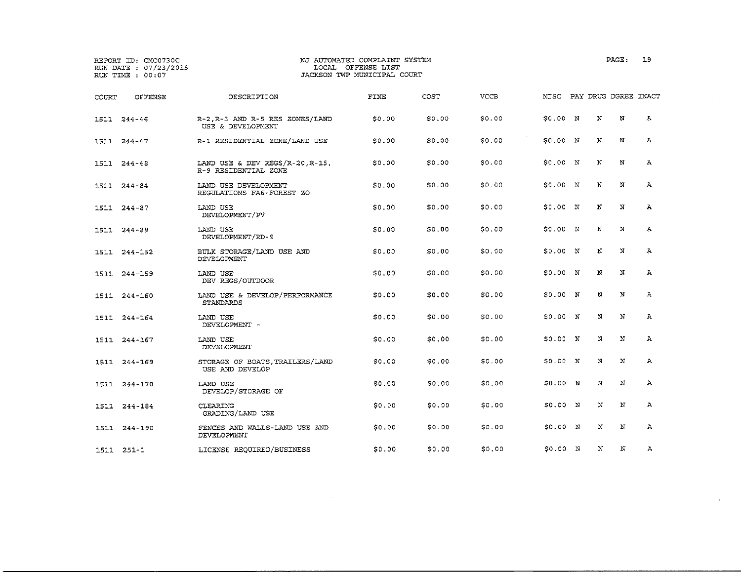REPORT ID: CMC0730C
RUN DATE : 07/23/2015
RUN TIME : 00:07

NJ AUTOMATED COMPLAINT SYSTEM
LOCAL OFFENSE LIST
JACKSON TWP MUNICIPAL COURT

| COURT | OFFENSE | DESCRIPTION | FINE | COST | VCCB | MISC | PAY | DRUG | DGREE | INACT |
|---|---|---|---|---|---|---|---|---|---|---|
| 1511 | 244-46 | R-2,R-3 AND R-5 RES ZONES/LAND USE & DEVELOPMENT | $0.00 | $0.00 | $0.00 | $0.00 | N | N | N | A |
| 1511 | 244-47 | R-1 RESIDENTIAL ZONE/LAND USE | $0.00 | $0.00 | $0.00 | $0.00 | N | N | N | A |
| 1511 | 244-48 | LAND USE & DEV REGS/R-20,R-15, R-9 RESIDENTIAL ZONE | $0.00 | $0.00 | $0.00 | $0.00 | N | N | N | A |
| 1511 | 244-84 | LAND USE DEVELOPMENT REGULATIONS FA6-FOREST ZO | $0.00 | $0.00 | $0.00 | $0.00 | N | N | N | A |
| 1511 | 244-87 | LAND USE DEVELOPMENT/PV | $0.00 | $0.00 | $0.00 | $0.00 | N | N | N | A |
| 1511 | 244-89 | LAND USE DEVELOPMENT/RD-9 | $0.00 | $0.00 | $0.00 | $0.00 | N | N | N | A |
| 1511 | 244-152 | BULK STORAGE/LAND USE AND DEVELOPMENT | $0.00 | $0.00 | $0.00 | $0.00 | N | N | N | A |
| 1511 | 244-159 | LAND USE DEV REGS/OUTDOOR | $0.00 | $0.00 | $0.00 | $0.00 | N | N | N | A |
| 1511 | 244-160 | LAND USE & DEVELOP/PERFORMANCE STANDARDS | $0.00 | $0.00 | $0.00 | $0.00 | N | N | N | A |
| 1511 | 244-164 | LAND USE DEVELOPMENT - | $0.00 | $0.00 | $0.00 | $0.00 | N | N | N | A |
| 1511 | 244-167 | LAND USE DEVELOPMENT - | $0.00 | $0.00 | $0.00 | $0.00 | N | N | N | A |
| 1511 | 244-169 | STORAGE OF BOATS,TRAILERS/LAND USE AND DEVELOP | $0.00 | $0.00 | $0.00 | $0.00 | N | N | N | A |
| 1511 | 244-170 | LAND USE DEVELOP/STORAGE OF | $0.00 | $0.00 | $0.00 | $0.00 | N | N | N | A |
| 1511 | 244-184 | CLEARING GRADING/LAND USE | $0.00 | $0.00 | $0.00 | $0.00 | N | N | N | A |
| 1511 | 244-190 | FENCES AND WALLS-LAND USE AND DEVELOPMENT | $0.00 | $0.00 | $0.00 | $0.00 | N | N | N | A |
| 1511 | 251-1 | LICENSE REQUIRED/BUSINESS | $0.00 | $0.00 | $0.00 | $0.00 | N | N | N | A |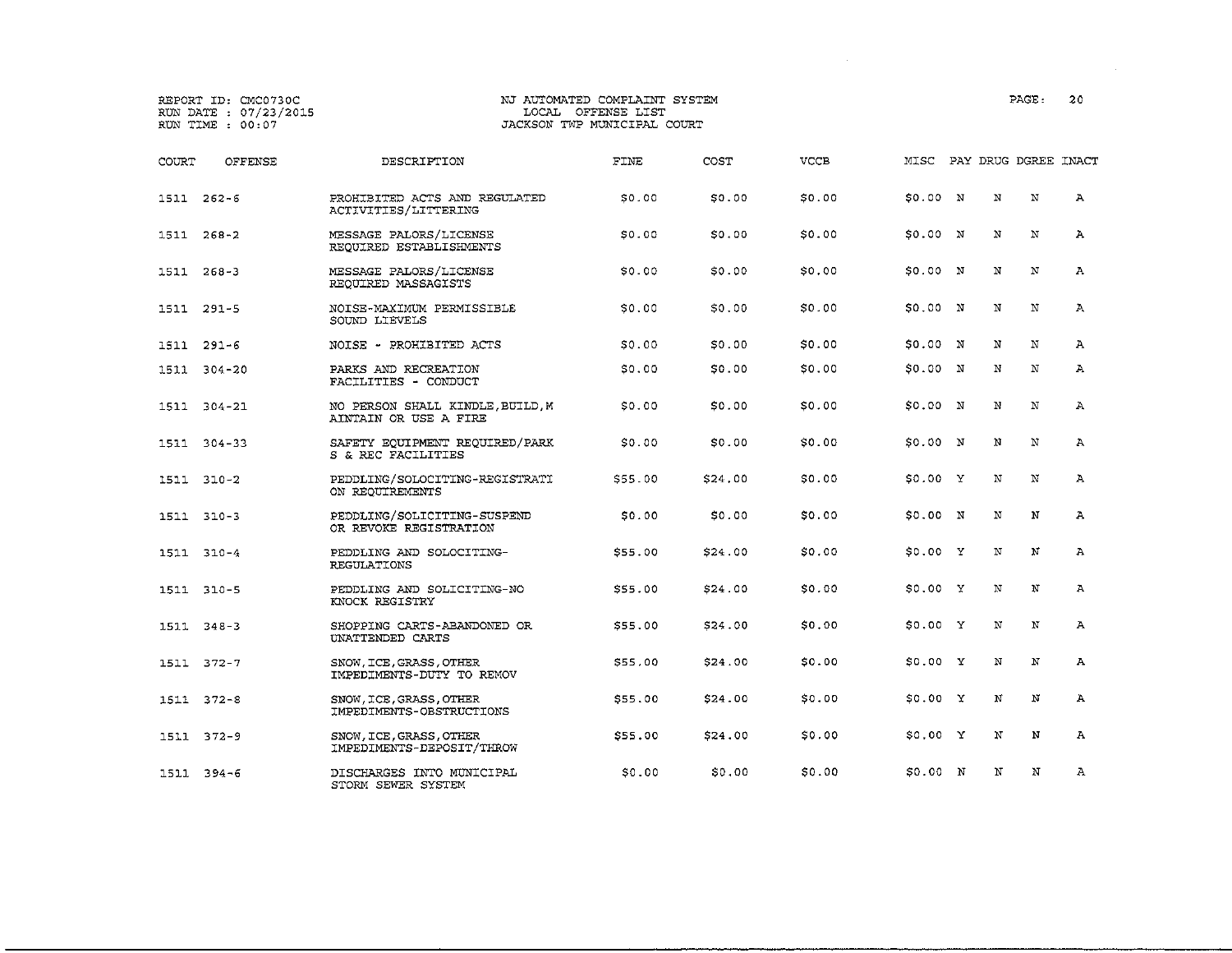REPORT ID: CMC0730C
RUN DATE : 07/23/2015
RUN TIME : 00:07

NJ AUTOMATED COMPLAINT SYSTEM
LOCAL OFFENSE LIST
JACKSON TWP MUNICIPAL COURT

| COURT | OFFENSE | DESCRIPTION | FINE | COST | VCCB | MISC | PAY | DRUG | DGREE | INACT |
|---|---|---|---|---|---|---|---|---|---|---|
| 1511 | 262-6 | PROHIBITED ACTS AND REGULATED ACTIVITIES/LITTERING | $0.00 | $0.00 | $0.00 | $0.00 | N | N | N | A |
| 1511 | 268-2 | MESSAGE PALORS/LICENSE REQUIRED ESTABLISHMENTS | $0.00 | $0.00 | $0.00 | $0.00 | N | N | N | A |
| 1511 | 268-3 | MESSAGE PALORS/LICENSE REQUIRED MASSAGISTS | $0.00 | $0.00 | $0.00 | $0.00 | N | N | N | A |
| 1511 | 291-5 | NOISE-MAXIMUM PERMISSIBLE SOUND LIEVELS | $0.00 | $0.00 | $0.00 | $0.00 | N | N | N | A |
| 1511 | 291-6 | NOISE - PROHIBITED ACTS | $0.00 | $0.00 | $0.00 | $0.00 | N | N | N | A |
| 1511 | 304-20 | PARKS AND RECREATION FACILITIES - CONDUCT | $0.00 | $0.00 | $0.00 | $0.00 | N | N | N | A |
| 1511 | 304-21 | NO PERSON SHALL KINDLE,BUILD,M AINTAIN OR USE A FIRE | $0.00 | $0.00 | $0.00 | $0.00 | N | N | N | A |
| 1511 | 304-33 | SAFETY EQUIPMENT REQUIRED/PARK S & REC FACILITIES | $0.00 | $0.00 | $0.00 | $0.00 | N | N | N | A |
| 1511 | 310-2 | PEDDLING/SOLOCITING-REGISTRATI ON REQUIREMENTS | $55.00 | $24.00 | $0.00 | $0.00 | Y | N | N | A |
| 1511 | 310-3 | PEDDLING/SOLICITING-SUSPEND OR REVOKE REGISTRATION | $0.00 | $0.00 | $0.00 | $0.00 | N | N | N | A |
| 1511 | 310-4 | PEDDLING AND SOLOCITING-REGULATIONS | $55.00 | $24.00 | $0.00 | $0.00 | Y | N | N | A |
| 1511 | 310-5 | PEDDLING AND SOLICITING-NO KNOCK REGISTRY | $55.00 | $24.00 | $0.00 | $0.00 | Y | N | N | A |
| 1511 | 348-3 | SHOPPING CARTS-ABANDONED OR UNATTENDED CARTS | $55.00 | $24.00 | $0.00 | $0.00 | Y | N | N | A |
| 1511 | 372-7 | SNOW,ICE,GRASS,OTHER IMPEDIMENTS-DUTY TO REMOV | $55.00 | $24.00 | $0.00 | $0.00 | Y | N | N | A |
| 1511 | 372-8 | SNOW,ICE,GRASS,OTHER IMPEDIMENTS-OBSTRUCTIONS | $55.00 | $24.00 | $0.00 | $0.00 | Y | N | N | A |
| 1511 | 372-9 | SNOW,ICE,GRASS,OTHER IMPEDIMENTS-DEPOSIT/THROW | $55.00 | $24.00 | $0.00 | $0.00 | Y | N | N | A |
| 1511 | 394-6 | DISCHARGES INTO MUNICIPAL STORM SEWER SYSTEM | $0.00 | $0.00 | $0.00 | $0.00 | N | N | N | A |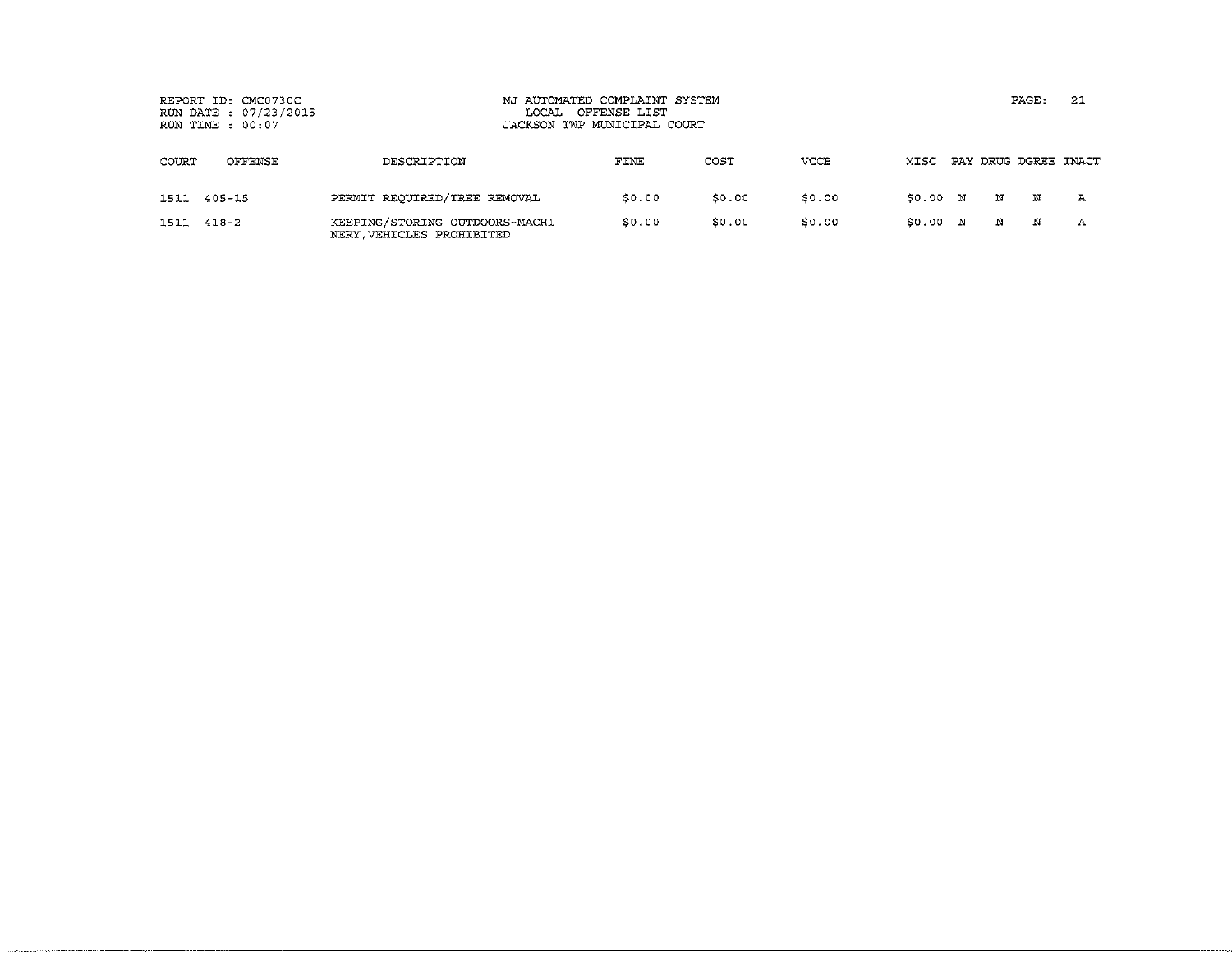REPORT ID: CMC0730C
RUN DATE : 07/23/2015
RUN TIME : 00:07

NJ AUTOMATED COMPLAINT SYSTEM
LOCAL OFFENSE LIST
JACKSON TWP MUNICIPAL COURT

| COURT | OFFENSE | DESCRIPTION | FINE | COST | VCCB | MISC | PAY | DRUG | DGREE | INACT |
|---|---|---|---|---|---|---|---|---|---|---|
| 1511 | 405-15 | PERMIT REQUIRED/TREE REMOVAL | $0.00 | $0.00 | $0.00 | $0.00 | N | N | N | A |
| 1511 | 418-2 | KEEPING/STORING OUTDOORS-MACHI NERY,VEHICLES PROHIBITED | $0.00 | $0.00 | $0.00 | $0.00 | N | N | N | A |